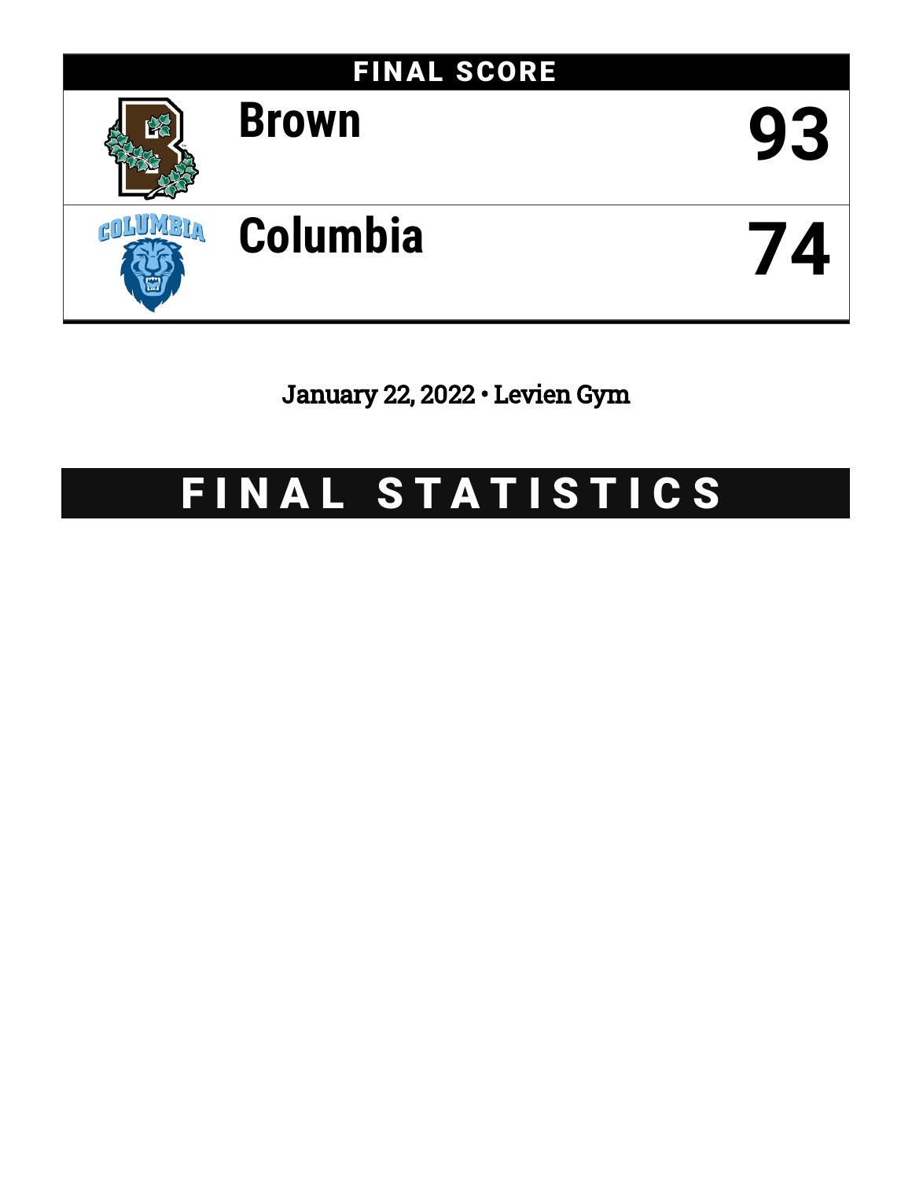## FINAL SCORE

| | |
|---|---|
| Brown | 93 |
| Columbia | 74 |

January 22, 2022 • Levien Gym

# FINAL STATISTICS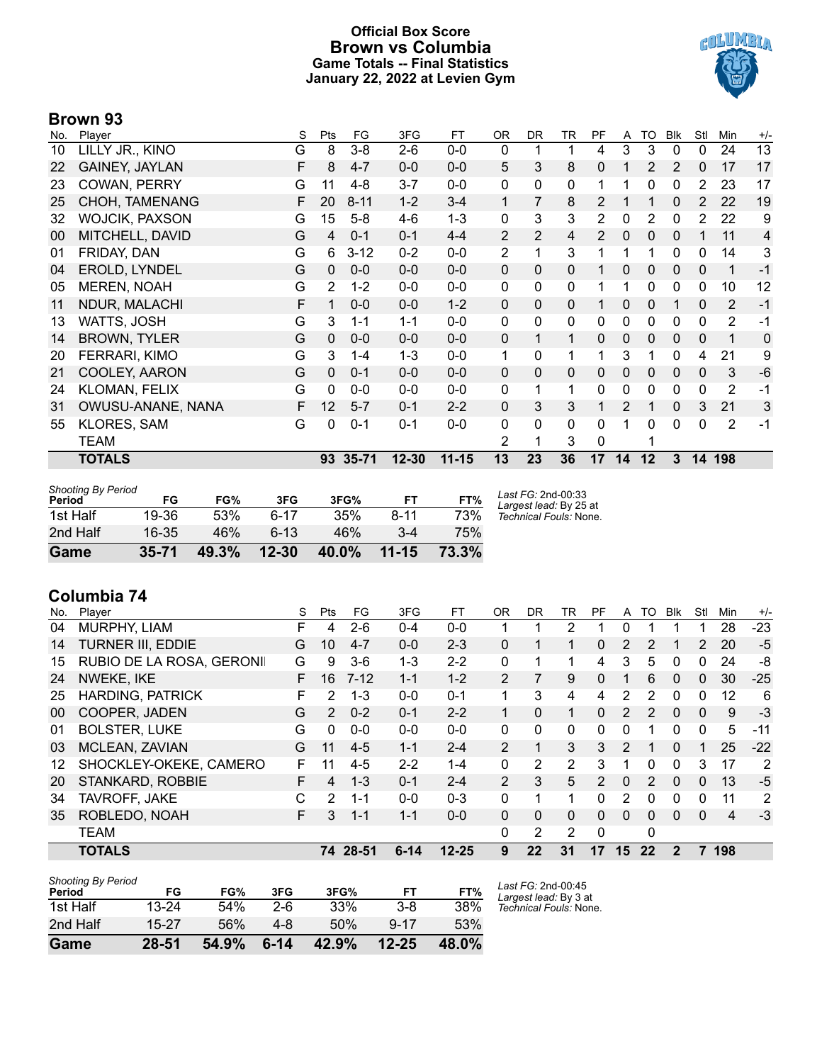# Official Box Score
## Brown vs Columbia
### Game Totals -- Final Statistics
### January 22, 2022 at Levien Gym

## Brown 93

| No. | Player | S | Pts | FG | 3FG | FT | OR | DR | TR | PF | A | TO | Blk | Stl | Min | +/- |
|---|---|---|---|---|---|---|---|---|---|---|---|---|---|---|---|---|
| 10 | LILLY JR., KINO | G | 8 | 3-8 | 2-6 | 0-0 | 0 | 1 | 1 | 4 | 3 | 3 | 0 | 0 | 24 | 13 |
| 22 | GAINEY, JAYLAN | F | 8 | 4-7 | 0-0 | 0-0 | 5 | 3 | 8 | 0 | 1 | 2 | 2 | 0 | 17 | 17 |
| 23 | COWAN, PERRY | G | 11 | 4-8 | 3-7 | 0-0 | 0 | 0 | 0 | 1 | 1 | 0 | 0 | 2 | 23 | 17 |
| 25 | CHOH, TAMENANG | F | 20 | 8-11 | 1-2 | 3-4 | 1 | 7 | 8 | 2 | 1 | 1 | 0 | 2 | 22 | 19 |
| 32 | WOJCIK, PAXSON | G | 15 | 5-8 | 4-6 | 1-3 | 0 | 3 | 3 | 2 | 0 | 2 | 0 | 2 | 22 | 9 |
| 00 | MITCHELL, DAVID | G | 4 | 0-1 | 0-1 | 4-4 | 2 | 2 | 4 | 2 | 0 | 0 | 0 | 1 | 11 | 4 |
| 01 | FRIDAY, DAN | G | 6 | 3-12 | 0-2 | 0-0 | 2 | 1 | 3 | 1 | 1 | 1 | 0 | 0 | 14 | 3 |
| 04 | EROLD, LYNDEL | G | 0 | 0-0 | 0-0 | 0-0 | 0 | 0 | 0 | 1 | 0 | 0 | 0 | 0 | 1 | -1 |
| 05 | MEREN, NOAH | G | 2 | 1-2 | 0-0 | 0-0 | 0 | 0 | 0 | 1 | 1 | 0 | 0 | 0 | 10 | 12 |
| 11 | NDUR, MALACHI | F | 1 | 0-0 | 0-0 | 1-2 | 0 | 0 | 0 | 1 | 0 | 0 | 1 | 0 | 2 | -1 |
| 13 | WATTS, JOSH | G | 3 | 1-1 | 1-1 | 0-0 | 0 | 0 | 0 | 0 | 0 | 0 | 0 | 0 | 2 | -1 |
| 14 | BROWN, TYLER | G | 0 | 0-0 | 0-0 | 0-0 | 0 | 1 | 1 | 0 | 0 | 0 | 0 | 0 | 1 | 0 |
| 20 | FERRARI, KIMO | G | 3 | 1-4 | 1-3 | 0-0 | 1 | 0 | 1 | 1 | 3 | 1 | 0 | 4 | 21 | 9 |
| 21 | COOLEY, AARON | G | 0 | 0-1 | 0-0 | 0-0 | 0 | 0 | 0 | 0 | 0 | 0 | 0 | 0 | 3 | -6 |
| 24 | KLOMAN, FELIX | G | 0 | 0-0 | 0-0 | 0-0 | 0 | 1 | 1 | 0 | 0 | 0 | 0 | 0 | 2 | -1 |
| 31 | OWUSU-ANANE, NANA | F | 12 | 5-7 | 0-1 | 2-2 | 0 | 3 | 3 | 1 | 2 | 1 | 0 | 3 | 21 | 3 |
| 55 | KLORES, SAM | G | 0 | 0-1 | 0-1 | 0-0 | 0 | 0 | 0 | 0 | 1 | 0 | 0 | 0 | 2 | -1 |
| | TEAM | | | | | | 2 | 1 | 3 | 0 | | 1 | | | | |
| | **TOTALS** | | **93** | **35-71** | **12-30** | **11-15** | **13** | **23** | **36** | **17** | **14** | **12** | **3** | **14** | **198** | |

| Shooting By Period Period | FG | FG% | 3FG | 3FG% | FT | FT% |
|---|---|---|---|---|---|---|
| 1st Half | 19-36 | 53% | 6-17 | 35% | 8-11 | 73% |
| 2nd Half | 16-35 | 46% | 6-13 | 46% | 3-4 | 75% |
| **Game** | **35-71** | **49.3%** | **12-30** | **40.0%** | **11-15** | **73.3%** |

*Last FG:* 2nd-00:33
*Largest lead:* By 25 at
*Technical Fouls:* None.

## Columbia 74

| No. | Player | S | Pts | FG | 3FG | FT | OR | DR | TR | PF | A | TO | Blk | Stl | Min | +/- |
|---|---|---|---|---|---|---|---|---|---|---|---|---|---|---|---|---|
| 04 | MURPHY, LIAM | F | 4 | 2-6 | 0-4 | 0-0 | 1 | 1 | 2 | 1 | 0 | 1 | 1 | 1 | 28 | -23 |
| 14 | TURNER III, EDDIE | G | 10 | 4-7 | 0-0 | 2-3 | 0 | 1 | 1 | 0 | 2 | 2 | 1 | 2 | 20 | -5 |
| 15 | RUBIO DE LA ROSA, GERONI | G | 9 | 3-6 | 1-3 | 2-2 | 0 | 1 | 1 | 4 | 3 | 5 | 0 | 0 | 24 | -8 |
| 24 | NWEKE, IKE | F | 16 | 7-12 | 1-1 | 1-2 | 2 | 7 | 9 | 0 | 1 | 6 | 0 | 0 | 30 | -25 |
| 25 | HARDING, PATRICK | F | 2 | 1-3 | 0-0 | 0-1 | 1 | 3 | 4 | 4 | 2 | 2 | 0 | 0 | 12 | 6 |
| 00 | COOPER, JADEN | G | 2 | 0-2 | 0-1 | 2-2 | 1 | 0 | 1 | 0 | 2 | 2 | 0 | 0 | 9 | -3 |
| 01 | BOLSTER, LUKE | G | 0 | 0-0 | 0-0 | 0-0 | 0 | 0 | 0 | 0 | 0 | 1 | 0 | 0 | 5 | -11 |
| 03 | MCLEAN, ZAVIAN | G | 11 | 4-5 | 1-1 | 2-4 | 2 | 1 | 3 | 3 | 2 | 1 | 0 | 1 | 25 | -22 |
| 12 | SHOCKLEY-OKEKE, CAMERO | F | 11 | 4-5 | 2-2 | 1-4 | 0 | 2 | 2 | 3 | 1 | 0 | 0 | 3 | 17 | 2 |
| 20 | STANKARD, ROBBIE | F | 4 | 1-3 | 0-1 | 2-4 | 2 | 3 | 5 | 2 | 0 | 2 | 0 | 0 | 13 | -5 |
| 34 | TAVROFF, JAKE | C | 2 | 1-1 | 0-0 | 0-3 | 0 | 1 | 1 | 0 | 2 | 0 | 0 | 0 | 11 | 2 |
| 35 | ROBLEDO, NOAH | F | 3 | 1-1 | 1-1 | 0-0 | 0 | 0 | 0 | 0 | 0 | 0 | 0 | 0 | 4 | -3 |
| | TEAM | | | | | | 0 | 2 | 2 | 0 | | 0 | | | | |
| | **TOTALS** | | **74** | **28-51** | **6-14** | **12-25** | **9** | **22** | **31** | **17** | **15** | **22** | **2** | **7** | **198** | |

| Shooting By Period Period | FG | FG% | 3FG | 3FG% | FT | FT% |
|---|---|---|---|---|---|---|
| 1st Half | 13-24 | 54% | 2-6 | 33% | 3-8 | 38% |
| 2nd Half | 15-27 | 56% | 4-8 | 50% | 9-17 | 53% |
| **Game** | **28-51** | **54.9%** | **6-14** | **42.9%** | **12-25** | **48.0%** |

*Last FG:* 2nd-00:45
*Largest lead:* By 3 at
*Technical Fouls:* None.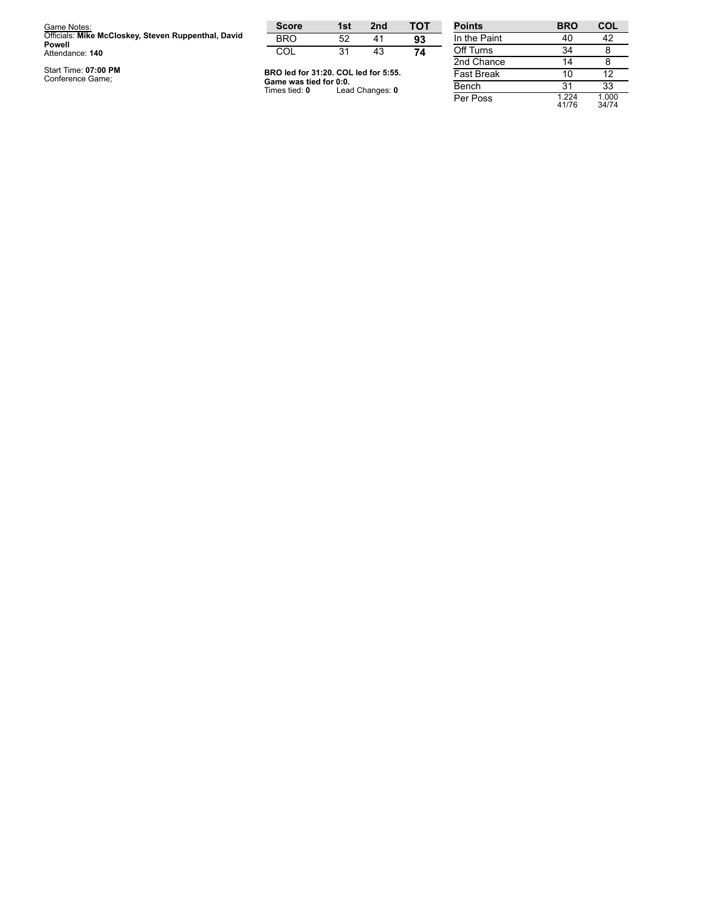Game Notes:
Officials: **Mike McCloskey, Steven Ruppenthal, David Powell**
Attendance: **140**

Start Time: **07:00 PM**
Conference Game;

| Score | 1st | 2nd | TOT |
|---|---|---|---|
| BRO | 52 | 41 | **93** |
| COL | 31 | 43 | **74** |

**BRO led for 31:20. COL led for 5:55.**
**Game was tied for 0:0.**
Times tied: **0** Lead Changes: **0**

| Points | BRO | COL |
|---|---|---|
| In the Paint | 40 | 42 |
| Off Turns | 34 | 8 |
| 2nd Chance | 14 | 8 |
| Fast Break | 10 | 12 |
| Bench | 31 | 33 |
| Per Poss | 1.224 41/76 | 1.000 34/74 |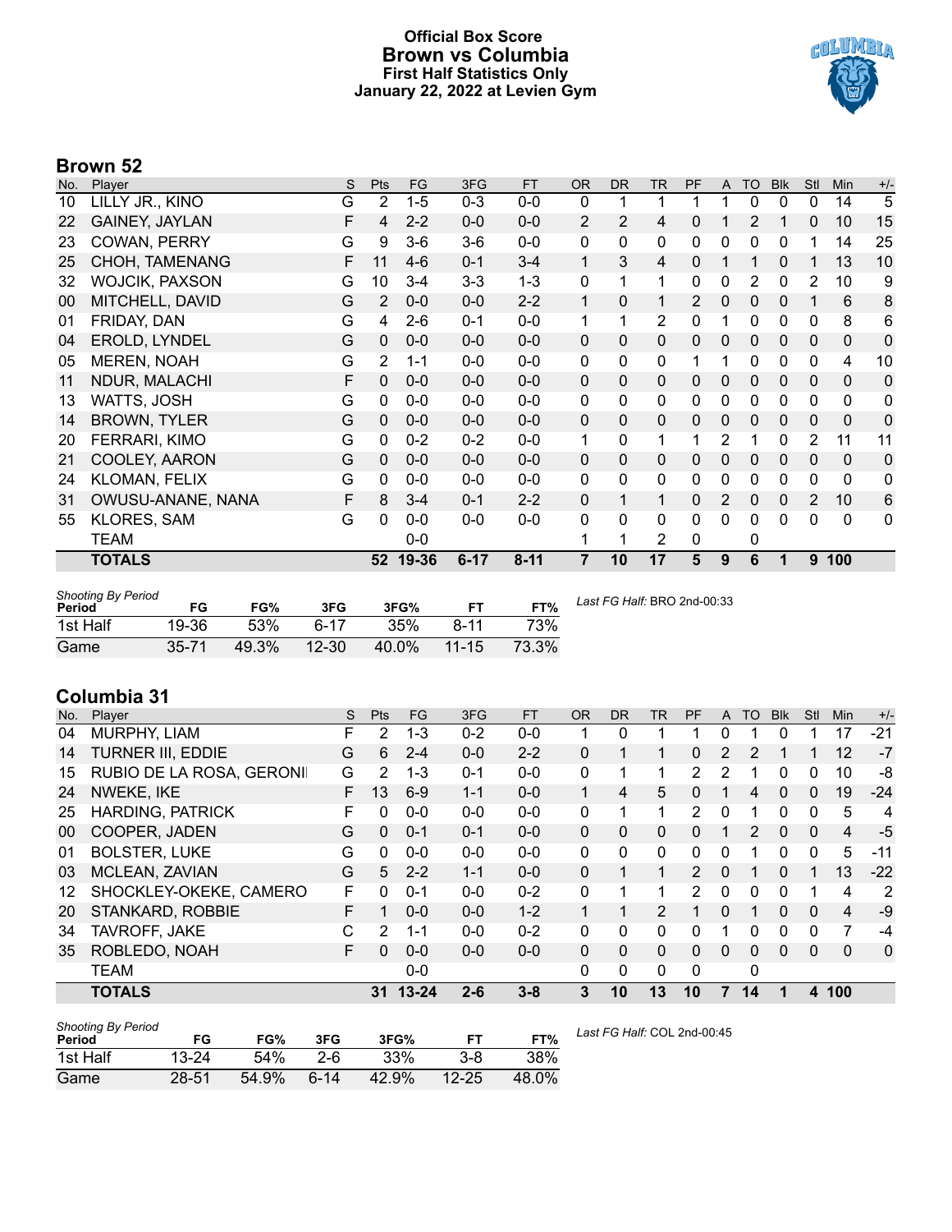# Official Box Score
# Brown vs Columbia
### First Half Statistics Only
### January 22, 2022 at Levien Gym

## Brown 52

| No. | Player | S | Pts | FG | 3FG | FT | OR | DR | TR | PF | A | TO | Blk | Stl | Min | +/- |
|---|---|---|---|---|---|---|---|---|---|---|---|---|---|---|---|---|
| 10 | LILLY JR., KINO | G | 2 | 1-5 | 0-3 | 0-0 | 0 | 1 | 1 | 1 | 1 | 0 | 0 | 0 | 14 | 5 |
| 22 | GAINEY, JAYLAN | F | 4 | 2-2 | 0-0 | 0-0 | 2 | 2 | 4 | 0 | 1 | 2 | 1 | 0 | 10 | 15 |
| 23 | COWAN, PERRY | G | 9 | 3-6 | 3-6 | 0-0 | 0 | 0 | 0 | 0 | 0 | 0 | 0 | 1 | 14 | 25 |
| 25 | CHOH, TAMENANG | F | 11 | 4-6 | 0-1 | 3-4 | 1 | 3 | 4 | 0 | 1 | 1 | 0 | 1 | 13 | 10 |
| 32 | WOJCIK, PAXSON | G | 10 | 3-4 | 3-3 | 1-3 | 0 | 1 | 1 | 0 | 0 | 2 | 0 | 2 | 10 | 9 |
| 00 | MITCHELL, DAVID | G | 2 | 0-0 | 0-0 | 2-2 | 1 | 0 | 1 | 2 | 0 | 0 | 0 | 1 | 6 | 8 |
| 01 | FRIDAY, DAN | G | 4 | 2-6 | 0-1 | 0-0 | 1 | 1 | 2 | 0 | 1 | 0 | 0 | 0 | 8 | 6 |
| 04 | EROLD, LYNDEL | G | 0 | 0-0 | 0-0 | 0-0 | 0 | 0 | 0 | 0 | 0 | 0 | 0 | 0 | 0 | 0 |
| 05 | MEREN, NOAH | G | 2 | 1-1 | 0-0 | 0-0 | 0 | 0 | 0 | 1 | 1 | 0 | 0 | 0 | 4 | 10 |
| 11 | NDUR, MALACHI | F | 0 | 0-0 | 0-0 | 0-0 | 0 | 0 | 0 | 0 | 0 | 0 | 0 | 0 | 0 | 0 |
| 13 | WATTS, JOSH | G | 0 | 0-0 | 0-0 | 0-0 | 0 | 0 | 0 | 0 | 0 | 0 | 0 | 0 | 0 | 0 |
| 14 | BROWN, TYLER | G | 0 | 0-0 | 0-0 | 0-0 | 0 | 0 | 0 | 0 | 0 | 0 | 0 | 0 | 0 | 0 |
| 20 | FERRARI, KIMO | G | 0 | 0-2 | 0-2 | 0-0 | 1 | 0 | 1 | 1 | 2 | 1 | 0 | 2 | 11 | 11 |
| 21 | COOLEY, AARON | G | 0 | 0-0 | 0-0 | 0-0 | 0 | 0 | 0 | 0 | 0 | 0 | 0 | 0 | 0 | 0 |
| 24 | KLOMAN, FELIX | G | 0 | 0-0 | 0-0 | 0-0 | 0 | 0 | 0 | 0 | 0 | 0 | 0 | 0 | 0 | 0 |
| 31 | OWUSU-ANANE, NANA | F | 8 | 3-4 | 0-1 | 2-2 | 0 | 1 | 1 | 0 | 2 | 0 | 0 | 2 | 10 | 6 |
| 55 | KLORES, SAM | G | 0 | 0-0 | 0-0 | 0-0 | 0 | 0 | 0 | 0 | 0 | 0 | 0 | 0 | 0 | 0 |
| | TEAM | | | 0-0 | | | 1 | 1 | 2 | 0 | | 0 | | | | |
| | **TOTALS** | | **52** | **19-36** | **6-17** | **8-11** | **7** | **10** | **17** | **5** | **9** | **6** | **1** | **9** | **100** | |

*Shooting By Period*

| Period | FG | FG% | 3FG | 3FG% | FT | FT% |
|---|---|---|---|---|---|---|
| 1st Half | 19-36 | 53% | 6-17 | 35% | 8-11 | 73% |
| Game | 35-71 | 49.3% | 12-30 | 40.0% | 11-15 | 73.3% |

*Last FG Half:* BRO 2nd-00:33

## Columbia 31

| No. | Player | S | Pts | FG | 3FG | FT | OR | DR | TR | PF | A | TO | Blk | Stl | Min | +/- |
|---|---|---|---|---|---|---|---|---|---|---|---|---|---|---|---|---|
| 04 | MURPHY, LIAM | F | 2 | 1-3 | 0-2 | 0-0 | 1 | 0 | 1 | 1 | 0 | 1 | 0 | 1 | 17 | -21 |
| 14 | TURNER III, EDDIE | G | 6 | 2-4 | 0-0 | 2-2 | 0 | 1 | 1 | 0 | 2 | 2 | 1 | 1 | 12 | -7 |
| 15 | RUBIO DE LA ROSA, GERONI | G | 2 | 1-3 | 0-1 | 0-0 | 0 | 1 | 1 | 2 | 2 | 1 | 0 | 0 | 10 | -8 |
| 24 | NWEKE, IKE | F | 13 | 6-9 | 1-1 | 0-0 | 1 | 4 | 5 | 0 | 1 | 4 | 0 | 0 | 19 | -24 |
| 25 | HARDING, PATRICK | F | 0 | 0-0 | 0-0 | 0-0 | 0 | 1 | 1 | 2 | 0 | 1 | 0 | 0 | 5 | 4 |
| 00 | COOPER, JADEN | G | 0 | 0-1 | 0-1 | 0-0 | 0 | 0 | 0 | 0 | 1 | 2 | 0 | 0 | 4 | -5 |
| 01 | BOLSTER, LUKE | G | 0 | 0-0 | 0-0 | 0-0 | 0 | 0 | 0 | 0 | 0 | 1 | 0 | 0 | 5 | -11 |
| 03 | MCLEAN, ZAVIAN | G | 5 | 2-2 | 1-1 | 0-0 | 0 | 1 | 1 | 2 | 0 | 1 | 0 | 1 | 13 | -22 |
| 12 | SHOCKLEY-OKEKE, CAMERO | F | 0 | 0-1 | 0-0 | 0-2 | 0 | 1 | 1 | 2 | 0 | 0 | 0 | 1 | 4 | 2 |
| 20 | STANKARD, ROBBIE | F | 1 | 0-0 | 0-0 | 1-2 | 1 | 1 | 2 | 1 | 0 | 1 | 0 | 0 | 4 | -9 |
| 34 | TAVROFF, JAKE | C | 2 | 1-1 | 0-0 | 0-2 | 0 | 0 | 0 | 0 | 1 | 0 | 0 | 0 | 7 | -4 |
| 35 | ROBLEDO, NOAH | F | 0 | 0-0 | 0-0 | 0-0 | 0 | 0 | 0 | 0 | 0 | 0 | 0 | 0 | 0 | 0 |
| | TEAM | | | 0-0 | | | 0 | 0 | 0 | 0 | | 0 | | | | |
| | **TOTALS** | | **31** | **13-24** | **2-6** | **3-8** | **3** | **10** | **13** | **10** | **7** | **14** | **1** | **4** | **100** | |

*Shooting By Period*

| Period | FG | FG% | 3FG | 3FG% | FT | FT% |
|---|---|---|---|---|---|---|
| 1st Half | 13-24 | 54% | 2-6 | 33% | 3-8 | 38% |
| Game | 28-51 | 54.9% | 6-14 | 42.9% | 12-25 | 48.0% |

*Last FG Half:* COL 2nd-00:45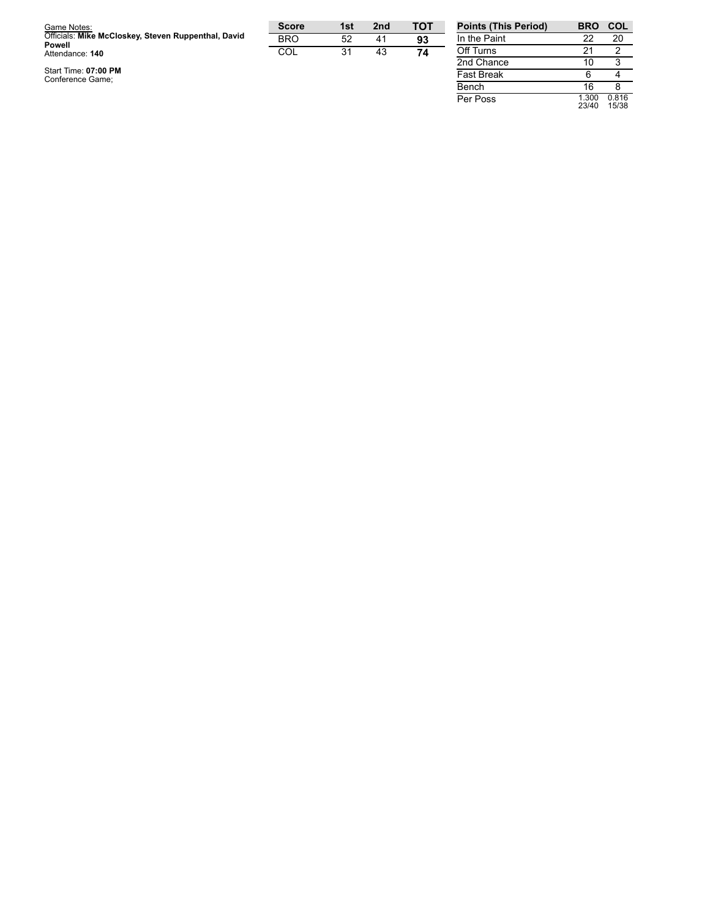Game Notes:
Officials: **Mike McCloskey, Steven Ruppenthal, David Powell**
Attendance: **140**

Start Time: **07:00 PM**
Conference Game;

| Score | 1st | 2nd | TOT |
|---|---|---|---|
| BRO | 52 | 41 | **93** |
| COL | 31 | 43 | **74** |

| Points (This Period) | BRO | COL |
|---|---|---|
| In the Paint | 22 | 20 |
| Off Turns | 21 | 2 |
| 2nd Chance | 10 | 3 |
| Fast Break | 6 | 4 |
| Bench | 16 | 8 |
| Per Poss | 1.300 23/40 | 0.816 15/38 |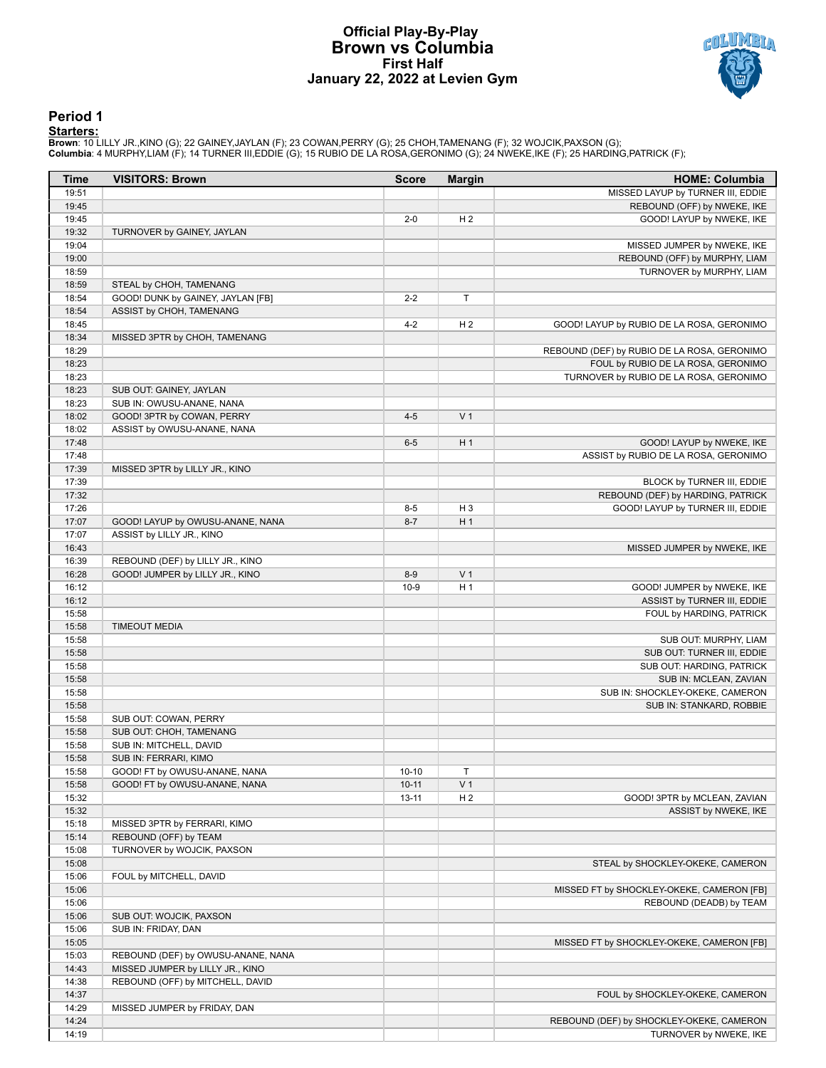# Official Play-By-Play
# Brown vs Columbia
## First Half
## January 22, 2022 at Levien Gym

### Period 1

**Starters:**

**Brown**: 10 LILLY JR.,KINO (G); 22 GAINEY,JAYLAN (F); 23 COWAN,PERRY (G); 25 CHOH,TAMENANG (F); 32 WOJCIK,PAXSON (G);
**Columbia**: 4 MURPHY,LIAM (F); 14 TURNER III,EDDIE (G); 15 RUBIO DE LA ROSA,GERONIMO (G); 24 NWEKE,IKE (F); 25 HARDING,PATRICK (F);

| Time | VISITORS: Brown | Score | Margin | HOME: Columbia |
|---|---|---|---|---|
| 19:51 | | | | MISSED LAYUP by TURNER III, EDDIE |
| 19:45 | | | | REBOUND (OFF) by NWEKE, IKE |
| 19:45 | | 2-0 | H 2 | GOOD! LAYUP by NWEKE, IKE |
| 19:32 | TURNOVER by GAINEY, JAYLAN | | | |
| 19:04 | | | | MISSED JUMPER by NWEKE, IKE |
| 19:00 | | | | REBOUND (OFF) by MURPHY, LIAM |
| 18:59 | | | | TURNOVER by MURPHY, LIAM |
| 18:59 | STEAL by CHOH, TAMENANG | | | |
| 18:54 | GOOD! DUNK by GAINEY, JAYLAN [FB] | 2-2 | T | |
| 18:54 | ASSIST by CHOH, TAMENANG | | | |
| 18:45 | | 4-2 | H 2 | GOOD! LAYUP by RUBIO DE LA ROSA, GERONIMO |
| 18:34 | MISSED 3PTR by CHOH, TAMENANG | | | |
| 18:29 | | | | REBOUND (DEF) by RUBIO DE LA ROSA, GERONIMO |
| 18:23 | | | | FOUL by RUBIO DE LA ROSA, GERONIMO |
| 18:23 | | | | TURNOVER by RUBIO DE LA ROSA, GERONIMO |
| 18:23 | SUB OUT: GAINEY, JAYLAN | | | |
| 18:23 | SUB IN: OWUSU-ANANE, NANA | | | |
| 18:02 | GOOD! 3PTR by COWAN, PERRY | 4-5 | V 1 | |
| 18:02 | ASSIST by OWUSU-ANANE, NANA | | | |
| 17:48 | | 6-5 | H 1 | GOOD! LAYUP by NWEKE, IKE |
| 17:48 | | | | ASSIST by RUBIO DE LA ROSA, GERONIMO |
| 17:39 | MISSED 3PTR by LILLY JR., KINO | | | |
| 17:39 | | | | BLOCK by TURNER III, EDDIE |
| 17:32 | | | | REBOUND (DEF) by HARDING, PATRICK |
| 17:26 | | 8-5 | H 3 | GOOD! LAYUP by TURNER III, EDDIE |
| 17:07 | GOOD! LAYUP by OWUSU-ANANE, NANA | 8-7 | H 1 | |
| 17:07 | ASSIST by LILLY JR., KINO | | | |
| 16:43 | | | | MISSED JUMPER by NWEKE, IKE |
| 16:39 | REBOUND (DEF) by LILLY JR., KINO | | | |
| 16:28 | GOOD! JUMPER by LILLY JR., KINO | 8-9 | V 1 | |
| 16:12 | | 10-9 | H 1 | GOOD! JUMPER by NWEKE, IKE |
| 16:12 | | | | ASSIST by TURNER III, EDDIE |
| 15:58 | | | | FOUL by HARDING, PATRICK |
| 15:58 | TIMEOUT MEDIA | | | |
| 15:58 | | | | SUB OUT: MURPHY, LIAM |
| 15:58 | | | | SUB OUT: TURNER III, EDDIE |
| 15:58 | | | | SUB OUT: HARDING, PATRICK |
| 15:58 | | | | SUB IN: MCLEAN, ZAVIAN |
| 15:58 | | | | SUB IN: SHOCKLEY-OKEKE, CAMERON |
| 15:58 | | | | SUB IN: STANKARD, ROBBIE |
| 15:58 | SUB OUT: COWAN, PERRY | | | |
| 15:58 | SUB OUT: CHOH, TAMENANG | | | |
| 15:58 | SUB IN: MITCHELL, DAVID | | | |
| 15:58 | SUB IN: FERRARI, KIMO | | | |
| 15:58 | GOOD! FT by OWUSU-ANANE, NANA | 10-10 | T | |
| 15:58 | GOOD! FT by OWUSU-ANANE, NANA | 10-11 | V 1 | |
| 15:32 | | 13-11 | H 2 | GOOD! 3PTR by MCLEAN, ZAVIAN |
| 15:32 | | | | ASSIST by NWEKE, IKE |
| 15:18 | MISSED 3PTR by FERRARI, KIMO | | | |
| 15:14 | REBOUND (OFF) by TEAM | | | |
| 15:08 | TURNOVER by WOJCIK, PAXSON | | | |
| 15:08 | | | | STEAL by SHOCKLEY-OKEKE, CAMERON |
| 15:06 | FOUL by MITCHELL, DAVID | | | |
| 15:06 | | | | MISSED FT by SHOCKLEY-OKEKE, CAMERON [FB] |
| 15:06 | | | | REBOUND (DEADB) by TEAM |
| 15:06 | SUB OUT: WOJCIK, PAXSON | | | |
| 15:06 | SUB IN: FRIDAY, DAN | | | |
| 15:05 | | | | MISSED FT by SHOCKLEY-OKEKE, CAMERON [FB] |
| 15:03 | REBOUND (DEF) by OWUSU-ANANE, NANA | | | |
| 14:43 | MISSED JUMPER by LILLY JR., KINO | | | |
| 14:38 | REBOUND (OFF) by MITCHELL, DAVID | | | |
| 14:37 | | | | FOUL by SHOCKLEY-OKEKE, CAMERON |
| 14:29 | MISSED JUMPER by FRIDAY, DAN | | | |
| 14:24 | | | | REBOUND (DEF) by SHOCKLEY-OKEKE, CAMERON |
| 14:19 | | | | TURNOVER by NWEKE, IKE |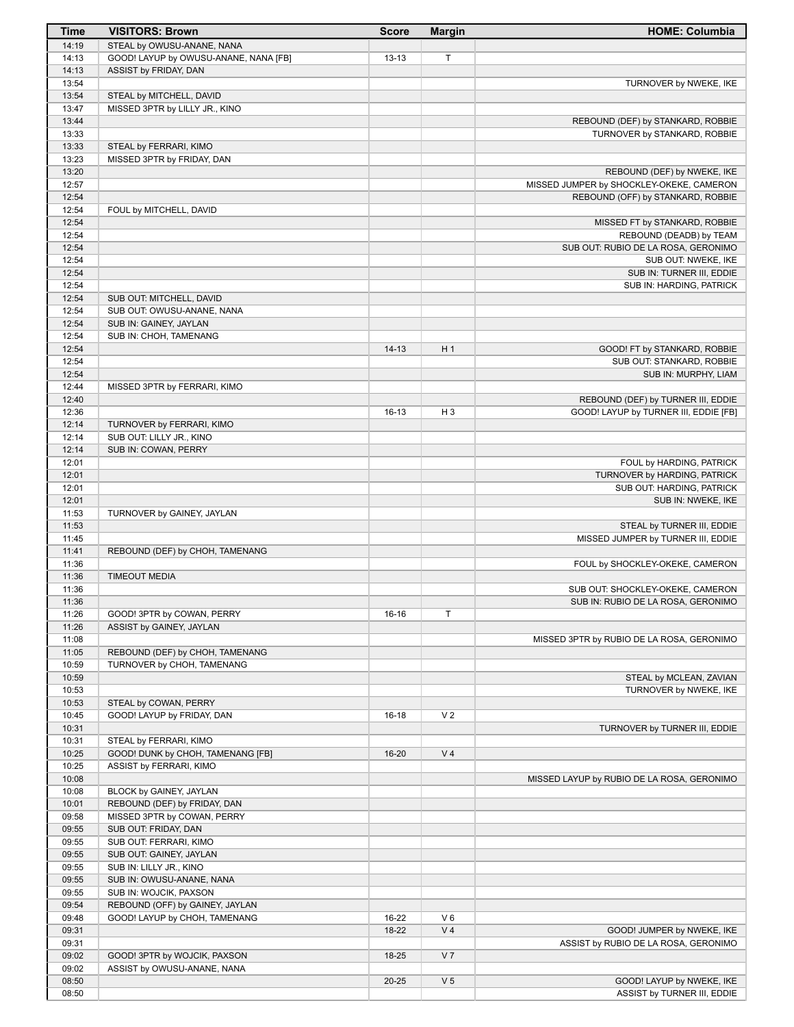| Time | VISITORS: Brown | Score | Margin | HOME: Columbia |
|---|---|---|---|---|
| 14:19 | STEAL by OWUSU-ANANE, NANA | | | |
| 14:13 | GOOD! LAYUP by OWUSU-ANANE, NANA [FB] | 13-13 | T | |
| 14:13 | ASSIST by FRIDAY, DAN | | | |
| 13:54 | | | | TURNOVER by NWEKE, IKE |
| 13:54 | STEAL by MITCHELL, DAVID | | | |
| 13:47 | MISSED 3PTR by LILLY JR., KINO | | | |
| 13:44 | | | | REBOUND (DEF) by STANKARD, ROBBIE |
| 13:33 | | | | TURNOVER by STANKARD, ROBBIE |
| 13:33 | STEAL by FERRARI, KIMO | | | |
| 13:23 | MISSED 3PTR by FRIDAY, DAN | | | |
| 13:20 | | | | REBOUND (DEF) by NWEKE, IKE |
| 12:57 | | | | MISSED JUMPER by SHOCKLEY-OKEKE, CAMERON |
| 12:54 | | | | REBOUND (OFF) by STANKARD, ROBBIE |
| 12:54 | FOUL by MITCHELL, DAVID | | | |
| 12:54 | | | | MISSED FT by STANKARD, ROBBIE |
| 12:54 | | | | REBOUND (DEADB) by TEAM |
| 12:54 | | | | SUB OUT: RUBIO DE LA ROSA, GERONIMO |
| 12:54 | | | | SUB OUT: NWEKE, IKE |
| 12:54 | | | | SUB IN: TURNER III, EDDIE |
| 12:54 | | | | SUB IN: HARDING, PATRICK |
| 12:54 | SUB OUT: MITCHELL, DAVID | | | |
| 12:54 | SUB OUT: OWUSU-ANANE, NANA | | | |
| 12:54 | SUB IN: GAINEY, JAYLAN | | | |
| 12:54 | SUB IN: CHOH, TAMENANG | | | |
| 12:54 | | 14-13 | H 1 | GOOD! FT by STANKARD, ROBBIE |
| 12:54 | | | | SUB OUT: STANKARD, ROBBIE |
| 12:54 | | | | SUB IN: MURPHY, LIAM |
| 12:44 | MISSED 3PTR by FERRARI, KIMO | | | |
| 12:40 | | | | REBOUND (DEF) by TURNER III, EDDIE |
| 12:36 | | 16-13 | H 3 | GOOD! LAYUP by TURNER III, EDDIE [FB] |
| 12:14 | TURNOVER by FERRARI, KIMO | | | |
| 12:14 | SUB OUT: LILLY JR., KINO | | | |
| 12:14 | SUB IN: COWAN, PERRY | | | |
| 12:01 | | | | FOUL by HARDING, PATRICK |
| 12:01 | | | | TURNOVER by HARDING, PATRICK |
| 12:01 | | | | SUB OUT: HARDING, PATRICK |
| 12:01 | | | | SUB IN: NWEKE, IKE |
| 11:53 | TURNOVER by GAINEY, JAYLAN | | | |
| 11:53 | | | | STEAL by TURNER III, EDDIE |
| 11:45 | | | | MISSED JUMPER by TURNER III, EDDIE |
| 11:41 | REBOUND (DEF) by CHOH, TAMENANG | | | |
| 11:36 | | | | FOUL by SHOCKLEY-OKEKE, CAMERON |
| 11:36 | TIMEOUT MEDIA | | | |
| 11:36 | | | | SUB OUT: SHOCKLEY-OKEKE, CAMERON |
| 11:36 | | | | SUB IN: RUBIO DE LA ROSA, GERONIMO |
| 11:26 | GOOD! 3PTR by COWAN, PERRY | 16-16 | T | |
| 11:26 | ASSIST by GAINEY, JAYLAN | | | |
| 11:08 | | | | MISSED 3PTR by RUBIO DE LA ROSA, GERONIMO |
| 11:05 | REBOUND (DEF) by CHOH, TAMENANG | | | |
| 10:59 | TURNOVER by CHOH, TAMENANG | | | |
| 10:59 | | | | STEAL by MCLEAN, ZAVIAN |
| 10:53 | | | | TURNOVER by NWEKE, IKE |
| 10:53 | STEAL by COWAN, PERRY | | | |
| 10:45 | GOOD! LAYUP by FRIDAY, DAN | 16-18 | V 2 | |
| 10:31 | | | | TURNOVER by TURNER III, EDDIE |
| 10:31 | STEAL by FERRARI, KIMO | | | |
| 10:25 | GOOD! DUNK by CHOH, TAMENANG [FB] | 16-20 | V 4 | |
| 10:25 | ASSIST by FERRARI, KIMO | | | |
| 10:08 | | | | MISSED LAYUP by RUBIO DE LA ROSA, GERONIMO |
| 10:08 | BLOCK by GAINEY, JAYLAN | | | |
| 10:01 | REBOUND (DEF) by FRIDAY, DAN | | | |
| 09:58 | MISSED 3PTR by COWAN, PERRY | | | |
| 09:55 | SUB OUT: FRIDAY, DAN | | | |
| 09:55 | SUB OUT: FERRARI, KIMO | | | |
| 09:55 | SUB OUT: GAINEY, JAYLAN | | | |
| 09:55 | SUB IN: LILLY JR., KINO | | | |
| 09:55 | SUB IN: OWUSU-ANANE, NANA | | | |
| 09:55 | SUB IN: WOJCIK, PAXSON | | | |
| 09:54 | REBOUND (OFF) by GAINEY, JAYLAN | | | |
| 09:48 | GOOD! LAYUP by CHOH, TAMENANG | 16-22 | V 6 | |
| 09:31 | | 18-22 | V 4 | GOOD! JUMPER by NWEKE, IKE |
| 09:31 | | | | ASSIST by RUBIO DE LA ROSA, GERONIMO |
| 09:02 | GOOD! 3PTR by WOJCIK, PAXSON | 18-25 | V 7 | |
| 09:02 | ASSIST by OWUSU-ANANE, NANA | | | |
| 08:50 | | 20-25 | V 5 | GOOD! LAYUP by NWEKE, IKE |
| 08:50 | | | | ASSIST by TURNER III, EDDIE |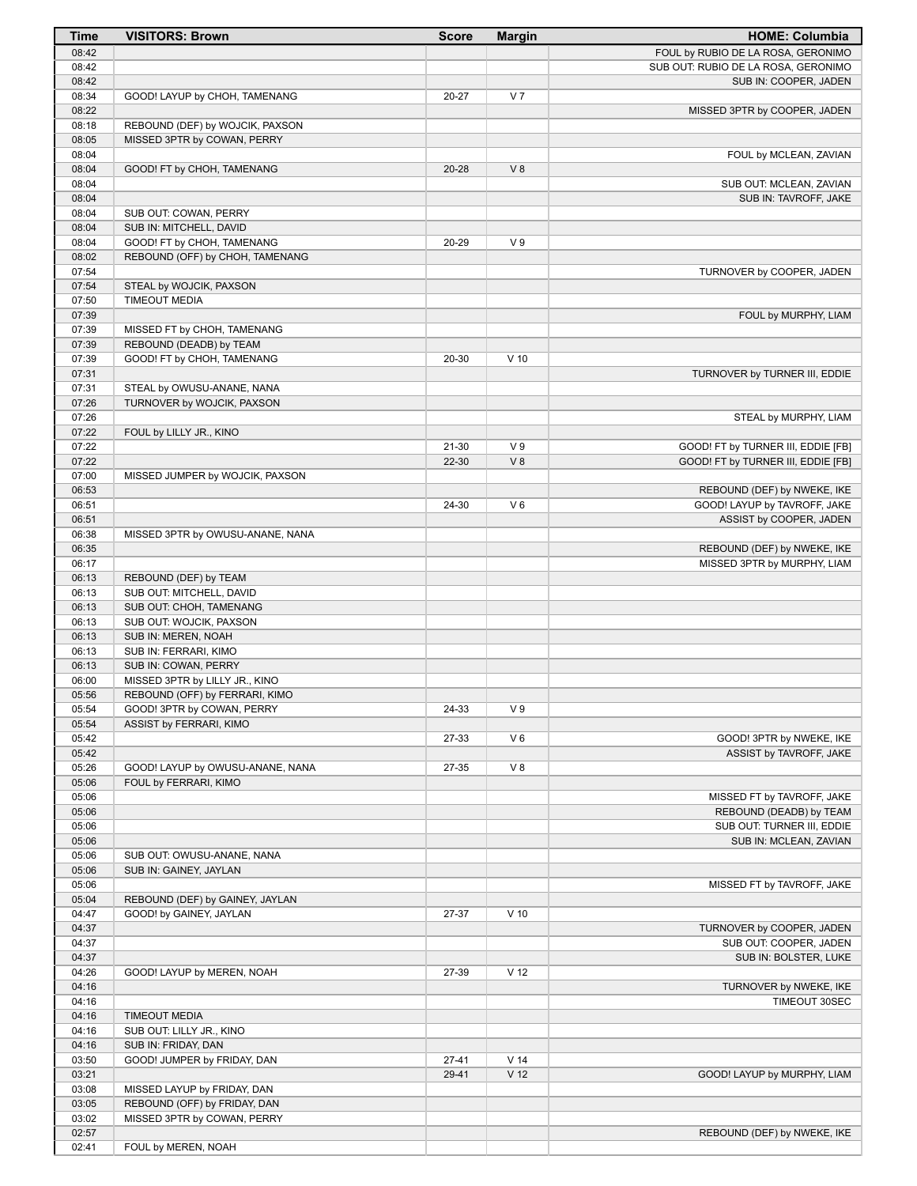| Time | VISITORS: Brown | Score | Margin | HOME: Columbia |
|---|---|---|---|---|
| 08:42 | | | | FOUL by RUBIO DE LA ROSA, GERONIMO |
| 08:42 | | | | SUB OUT: RUBIO DE LA ROSA, GERONIMO |
| 08:42 | | | | SUB IN: COOPER, JADEN |
| 08:34 | GOOD! LAYUP by CHOH, TAMENANG | 20-27 | V 7 | |
| 08:22 | | | | MISSED 3PTR by COOPER, JADEN |
| 08:18 | REBOUND (DEF) by WOJCIK, PAXSON | | | |
| 08:05 | MISSED 3PTR by COWAN, PERRY | | | |
| 08:04 | | | | FOUL by MCLEAN, ZAVIAN |
| 08:04 | GOOD! FT by CHOH, TAMENANG | 20-28 | V 8 | |
| 08:04 | | | | SUB OUT: MCLEAN, ZAVIAN |
| 08:04 | | | | SUB IN: TAVROFF, JAKE |
| 08:04 | SUB OUT: COWAN, PERRY | | | |
| 08:04 | SUB IN: MITCHELL, DAVID | | | |
| 08:04 | GOOD! FT by CHOH, TAMENANG | 20-29 | V 9 | |
| 08:02 | REBOUND (OFF) by CHOH, TAMENANG | | | |
| 07:54 | | | | TURNOVER by COOPER, JADEN |
| 07:54 | STEAL by WOJCIK, PAXSON | | | |
| 07:50 | TIMEOUT MEDIA | | | |
| 07:39 | | | | FOUL by MURPHY, LIAM |
| 07:39 | MISSED FT by CHOH, TAMENANG | | | |
| 07:39 | REBOUND (DEADB) by TEAM | | | |
| 07:39 | GOOD! FT by CHOH, TAMENANG | 20-30 | V 10 | |
| 07:31 | | | | TURNOVER by TURNER III, EDDIE |
| 07:31 | STEAL by OWUSU-ANANE, NANA | | | |
| 07:26 | TURNOVER by WOJCIK, PAXSON | | | |
| 07:26 | | | | STEAL by MURPHY, LIAM |
| 07:22 | FOUL by LILLY JR., KINO | | | |
| 07:22 | | 21-30 | V 9 | GOOD! FT by TURNER III, EDDIE [FB] |
| 07:22 | | 22-30 | V 8 | GOOD! FT by TURNER III, EDDIE [FB] |
| 07:00 | MISSED JUMPER by WOJCIK, PAXSON | | | |
| 06:53 | | | | REBOUND (DEF) by NWEKE, IKE |
| 06:51 | | 24-30 | V 6 | GOOD! LAYUP by TAVROFF, JAKE |
| 06:51 | | | | ASSIST by COOPER, JADEN |
| 06:38 | MISSED 3PTR by OWUSU-ANANE, NANA | | | |
| 06:35 | | | | REBOUND (DEF) by NWEKE, IKE |
| 06:17 | | | | MISSED 3PTR by MURPHY, LIAM |
| 06:13 | REBOUND (DEF) by TEAM | | | |
| 06:13 | SUB OUT: MITCHELL, DAVID | | | |
| 06:13 | SUB OUT: CHOH, TAMENANG | | | |
| 06:13 | SUB OUT: WOJCIK, PAXSON | | | |
| 06:13 | SUB IN: MEREN, NOAH | | | |
| 06:13 | SUB IN: FERRARI, KIMO | | | |
| 06:13 | SUB IN: COWAN, PERRY | | | |
| 06:00 | MISSED 3PTR by LILLY JR., KINO | | | |
| 05:56 | REBOUND (OFF) by FERRARI, KIMO | | | |
| 05:54 | GOOD! 3PTR by COWAN, PERRY | 24-33 | V 9 | |
| 05:54 | ASSIST by FERRARI, KIMO | | | |
| 05:42 | | 27-33 | V 6 | GOOD! 3PTR by NWEKE, IKE |
| 05:42 | | | | ASSIST by TAVROFF, JAKE |
| 05:26 | GOOD! LAYUP by OWUSU-ANANE, NANA | 27-35 | V 8 | |
| 05:06 | FOUL by FERRARI, KIMO | | | |
| 05:06 | | | | MISSED FT by TAVROFF, JAKE |
| 05:06 | | | | REBOUND (DEADB) by TEAM |
| 05:06 | | | | SUB OUT: TURNER III, EDDIE |
| 05:06 | | | | SUB IN: MCLEAN, ZAVIAN |
| 05:06 | SUB OUT: OWUSU-ANANE, NANA | | | |
| 05:06 | SUB IN: GAINEY, JAYLAN | | | |
| 05:06 | | | | MISSED FT by TAVROFF, JAKE |
| 05:04 | REBOUND (DEF) by GAINEY, JAYLAN | | | |
| 04:47 | GOOD! by GAINEY, JAYLAN | 27-37 | V 10 | |
| 04:37 | | | | TURNOVER by COOPER, JADEN |
| 04:37 | | | | SUB OUT: COOPER, JADEN |
| 04:37 | | | | SUB IN: BOLSTER, LUKE |
| 04:26 | GOOD! LAYUP by MEREN, NOAH | 27-39 | V 12 | |
| 04:16 | | | | TURNOVER by NWEKE, IKE |
| 04:16 | | | | TIMEOUT 30SEC |
| 04:16 | TIMEOUT MEDIA | | | |
| 04:16 | SUB OUT: LILLY JR., KINO | | | |
| 04:16 | SUB IN: FRIDAY, DAN | | | |
| 03:50 | GOOD! JUMPER by FRIDAY, DAN | 27-41 | V 14 | |
| 03:21 | | 29-41 | V 12 | GOOD! LAYUP by MURPHY, LIAM |
| 03:08 | MISSED LAYUP by FRIDAY, DAN | | | |
| 03:05 | REBOUND (OFF) by FRIDAY, DAN | | | |
| 03:02 | MISSED 3PTR by COWAN, PERRY | | | |
| 02:57 | | | | REBOUND (DEF) by NWEKE, IKE |
| 02:41 | FOUL by MEREN, NOAH | | | |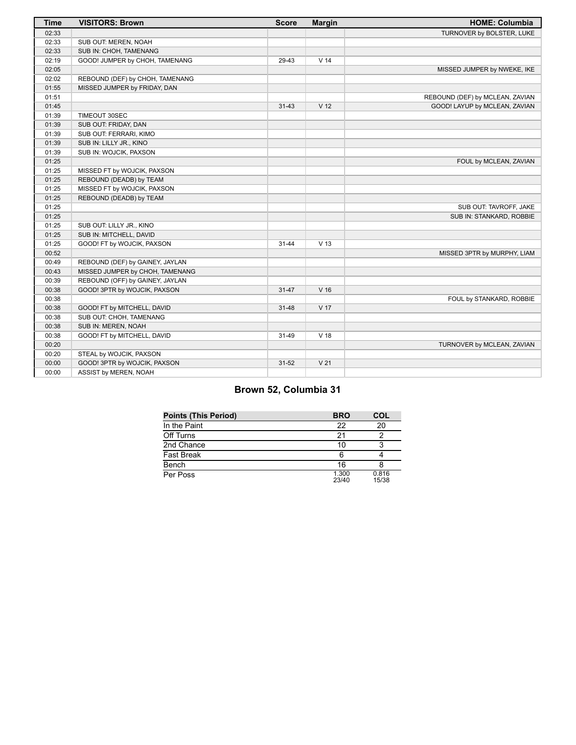| Time | VISITORS: Brown | Score | Margin | HOME: Columbia |
|---|---|---|---|---|
| 02:33 | | | | TURNOVER by BOLSTER, LUKE |
| 02:33 | SUB OUT: MEREN, NOAH | | | |
| 02:33 | SUB IN: CHOH, TAMENANG | | | |
| 02:19 | GOOD! JUMPER by CHOH, TAMENANG | 29-43 | V 14 | |
| 02:05 | | | | MISSED JUMPER by NWEKE, IKE |
| 02:02 | REBOUND (DEF) by CHOH, TAMENANG | | | |
| 01:55 | MISSED JUMPER by FRIDAY, DAN | | | |
| 01:51 | | | | REBOUND (DEF) by MCLEAN, ZAVIAN |
| 01:45 | | 31-43 | V 12 | GOOD! LAYUP by MCLEAN, ZAVIAN |
| 01:39 | TIMEOUT 30SEC | | | |
| 01:39 | SUB OUT: FRIDAY, DAN | | | |
| 01:39 | SUB OUT: FERRARI, KIMO | | | |
| 01:39 | SUB IN: LILLY JR., KINO | | | |
| 01:39 | SUB IN: WOJCIK, PAXSON | | | |
| 01:25 | | | | FOUL by MCLEAN, ZAVIAN |
| 01:25 | MISSED FT by WOJCIK, PAXSON | | | |
| 01:25 | REBOUND (DEADB) by TEAM | | | |
| 01:25 | MISSED FT by WOJCIK, PAXSON | | | |
| 01:25 | REBOUND (DEADB) by TEAM | | | |
| 01:25 | | | | SUB OUT: TAVROFF, JAKE |
| 01:25 | | | | SUB IN: STANKARD, ROBBIE |
| 01:25 | SUB OUT: LILLY JR., KINO | | | |
| 01:25 | SUB IN: MITCHELL, DAVID | | | |
| 01:25 | GOOD! FT by WOJCIK, PAXSON | 31-44 | V 13 | |
| 00:52 | | | | MISSED 3PTR by MURPHY, LIAM |
| 00:49 | REBOUND (DEF) by GAINEY, JAYLAN | | | |
| 00:43 | MISSED JUMPER by CHOH, TAMENANG | | | |
| 00:39 | REBOUND (OFF) by GAINEY, JAYLAN | | | |
| 00:38 | GOOD! 3PTR by WOJCIK, PAXSON | 31-47 | V 16 | |
| 00:38 | | | | FOUL by STANKARD, ROBBIE |
| 00:38 | GOOD! FT by MITCHELL, DAVID | 31-48 | V 17 | |
| 00:38 | SUB OUT: CHOH, TAMENANG | | | |
| 00:38 | SUB IN: MEREN, NOAH | | | |
| 00:38 | GOOD! FT by MITCHELL, DAVID | 31-49 | V 18 | |
| 00:20 | | | | TURNOVER by MCLEAN, ZAVIAN |
| 00:20 | STEAL by WOJCIK, PAXSON | | | |
| 00:00 | GOOD! 3PTR by WOJCIK, PAXSON | 31-52 | V 21 | |
| 00:00 | ASSIST by MEREN, NOAH | | | |

## Brown 52, Columbia 31

| Points (This Period) | BRO | COL |
|---|---|---|
| In the Paint | 22 | 20 |
| Off Turns | 21 | 2 |
| 2nd Chance | 10 | 3 |
| Fast Break | 6 | 4 |
| Bench | 16 | 8 |
| Per Poss | 1.300 23/40 | 0.816 15/38 |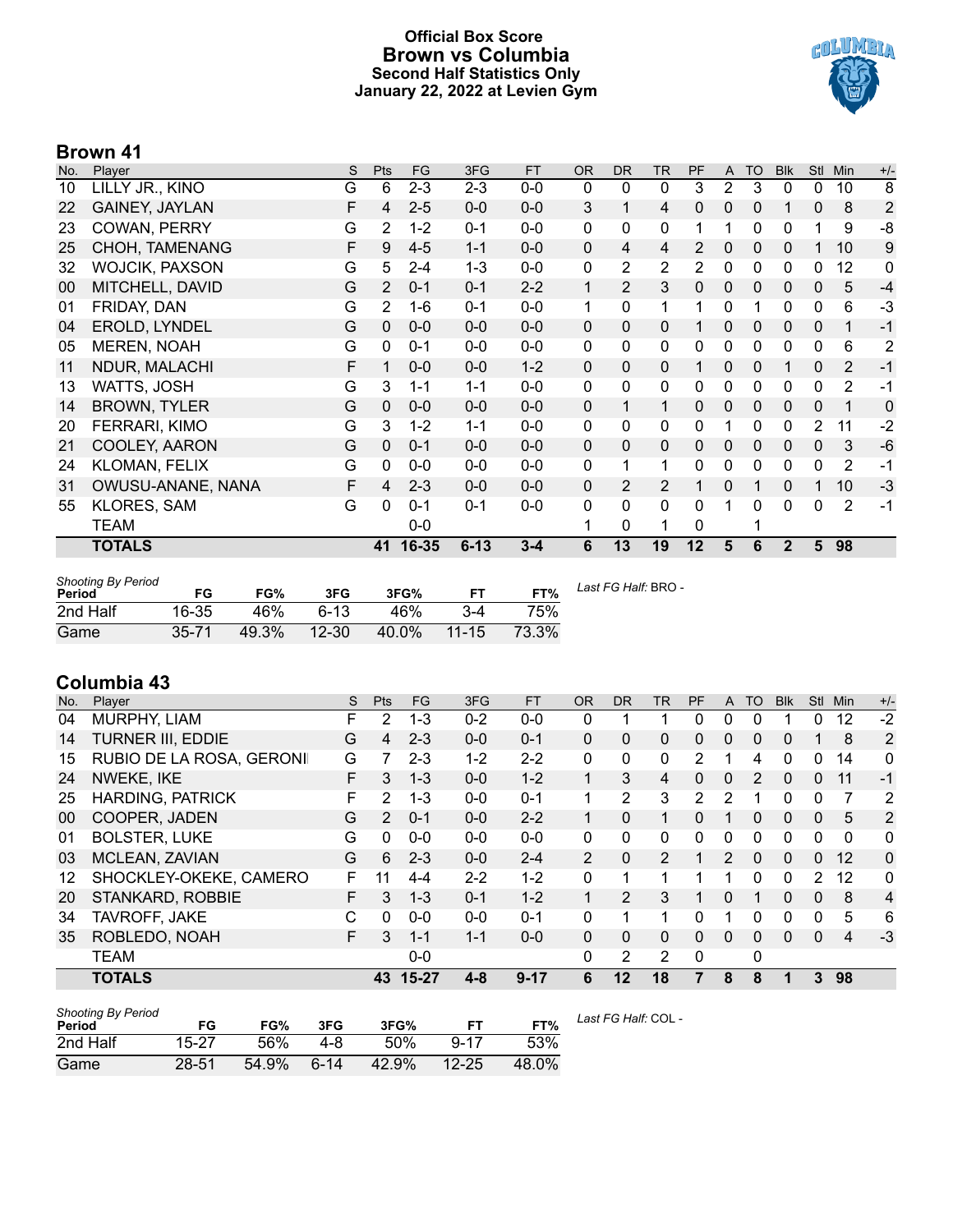# Official Box Score
## Brown vs Columbia
### Second Half Statistics Only
### January 22, 2022 at Levien Gym

## Brown 41

| No. | Player | S | Pts | FG | 3FG | FT | OR | DR | TR | PF | A | TO | Blk | Stl | Min | +/- |
|---|---|---|---|---|---|---|---|---|---|---|---|---|---|---|---|---|
| 10 | LILLY JR., KINO | G | 6 | 2-3 | 2-3 | 0-0 | 0 | 0 | 0 | 3 | 2 | 3 | 0 | 0 | 10 | 8 |
| 22 | GAINEY, JAYLAN | F | 4 | 2-5 | 0-0 | 0-0 | 3 | 1 | 4 | 0 | 0 | 0 | 1 | 0 | 8 | 2 |
| 23 | COWAN, PERRY | G | 2 | 1-2 | 0-1 | 0-0 | 0 | 0 | 0 | 1 | 1 | 0 | 0 | 1 | 9 | -8 |
| 25 | CHOH, TAMENANG | F | 9 | 4-5 | 1-1 | 0-0 | 0 | 4 | 4 | 2 | 0 | 0 | 0 | 1 | 10 | 9 |
| 32 | WOJCIK, PAXSON | G | 5 | 2-4 | 1-3 | 0-0 | 0 | 2 | 2 | 2 | 0 | 0 | 0 | 0 | 12 | 0 |
| 00 | MITCHELL, DAVID | G | 2 | 0-1 | 0-1 | 2-2 | 1 | 2 | 3 | 0 | 0 | 0 | 0 | 0 | 5 | -4 |
| 01 | FRIDAY, DAN | G | 2 | 1-6 | 0-1 | 0-0 | 1 | 0 | 1 | 1 | 0 | 1 | 0 | 0 | 6 | -3 |
| 04 | EROLD, LYNDEL | G | 0 | 0-0 | 0-0 | 0-0 | 0 | 0 | 0 | 1 | 0 | 0 | 0 | 0 | 1 | -1 |
| 05 | MEREN, NOAH | G | 0 | 0-1 | 0-0 | 0-0 | 0 | 0 | 0 | 0 | 0 | 0 | 0 | 0 | 6 | 2 |
| 11 | NDUR, MALACHI | F | 1 | 0-0 | 0-0 | 1-2 | 0 | 0 | 0 | 1 | 0 | 0 | 1 | 0 | 2 | -1 |
| 13 | WATTS, JOSH | G | 3 | 1-1 | 1-1 | 0-0 | 0 | 0 | 0 | 0 | 0 | 0 | 0 | 0 | 2 | -1 |
| 14 | BROWN, TYLER | G | 0 | 0-0 | 0-0 | 0-0 | 0 | 1 | 1 | 0 | 0 | 0 | 0 | 0 | 1 | 0 |
| 20 | FERRARI, KIMO | G | 3 | 1-2 | 1-1 | 0-0 | 0 | 0 | 0 | 0 | 1 | 0 | 0 | 2 | 11 | -2 |
| 21 | COOLEY, AARON | G | 0 | 0-1 | 0-0 | 0-0 | 0 | 0 | 0 | 0 | 0 | 0 | 0 | 0 | 3 | -6 |
| 24 | KLOMAN, FELIX | G | 0 | 0-0 | 0-0 | 0-0 | 0 | 1 | 1 | 0 | 0 | 0 | 0 | 0 | 2 | -1 |
| 31 | OWUSU-ANANE, NANA | F | 4 | 2-3 | 0-0 | 0-0 | 0 | 2 | 2 | 1 | 0 | 1 | 0 | 1 | 10 | -3 |
| 55 | KLORES, SAM | G | 0 | 0-1 | 0-1 | 0-0 | 0 | 0 | 0 | 0 | 1 | 0 | 0 | 0 | 2 | -1 |
| | TEAM | | | 0-0 | | | 1 | 0 | 1 | 0 | | 1 | | | | |
| | **TOTALS** | | **41** | **16-35** | **6-13** | **3-4** | **6** | **13** | **19** | **12** | **5** | **6** | **2** | **5** | **98** | |

*Shooting By Period*

| Period | FG | FG% | 3FG | 3FG% | FT | FT% |
|---|---|---|---|---|---|---|
| 2nd Half | 16-35 | 46% | 6-13 | 46% | 3-4 | 75% |
| Game | 35-71 | 49.3% | 12-30 | 40.0% | 11-15 | 73.3% |

*Last FG Half:* BRO -

## Columbia 43

| No. | Player | S | Pts | FG | 3FG | FT | OR | DR | TR | PF | A | TO | Blk | Stl | Min | +/- |
|---|---|---|---|---|---|---|---|---|---|---|---|---|---|---|---|---|
| 04 | MURPHY, LIAM | F | 2 | 1-3 | 0-2 | 0-0 | 0 | 1 | 1 | 0 | 0 | 0 | 1 | 0 | 12 | -2 |
| 14 | TURNER III, EDDIE | G | 4 | 2-3 | 0-0 | 0-1 | 0 | 0 | 0 | 0 | 0 | 0 | 0 | 1 | 8 | 2 |
| 15 | RUBIO DE LA ROSA, GERONI | G | 7 | 2-3 | 1-2 | 2-2 | 0 | 0 | 0 | 2 | 1 | 4 | 0 | 0 | 14 | 0 |
| 24 | NWEKE, IKE | F | 3 | 1-3 | 0-0 | 1-2 | 1 | 3 | 4 | 0 | 0 | 2 | 0 | 0 | 11 | -1 |
| 25 | HARDING, PATRICK | F | 2 | 1-3 | 0-0 | 0-1 | 1 | 2 | 3 | 2 | 2 | 1 | 0 | 0 | 7 | 2 |
| 00 | COOPER, JADEN | G | 2 | 0-1 | 0-0 | 2-2 | 1 | 0 | 1 | 0 | 1 | 0 | 0 | 0 | 5 | 2 |
| 01 | BOLSTER, LUKE | G | 0 | 0-0 | 0-0 | 0-0 | 0 | 0 | 0 | 0 | 0 | 0 | 0 | 0 | 0 | 0 |
| 03 | MCLEAN, ZAVIAN | G | 6 | 2-3 | 0-0 | 2-4 | 2 | 0 | 2 | 1 | 2 | 0 | 0 | 0 | 12 | 0 |
| 12 | SHOCKLEY-OKEKE, CAMERO | F | 11 | 4-4 | 2-2 | 1-2 | 0 | 1 | 1 | 1 | 1 | 0 | 0 | 2 | 12 | 0 |
| 20 | STANKARD, ROBBIE | F | 3 | 1-3 | 0-1 | 1-2 | 1 | 2 | 3 | 1 | 0 | 1 | 0 | 0 | 8 | 4 |
| 34 | TAVROFF, JAKE | C | 0 | 0-0 | 0-0 | 0-1 | 0 | 1 | 1 | 0 | 1 | 0 | 0 | 0 | 5 | 6 |
| 35 | ROBLEDO, NOAH | F | 3 | 1-1 | 1-1 | 0-0 | 0 | 0 | 0 | 0 | 0 | 0 | 0 | 0 | 4 | -3 |
| | TEAM | | | 0-0 | | | 0 | 2 | 2 | 0 | | 0 | | | | |
| | **TOTALS** | | **43** | **15-27** | **4-8** | **9-17** | **6** | **12** | **18** | **7** | **8** | **8** | **1** | **3** | **98** | |

*Shooting By Period*

| Period | FG | FG% | 3FG | 3FG% | FT | FT% |
|---|---|---|---|---|---|---|
| 2nd Half | 15-27 | 56% | 4-8 | 50% | 9-17 | 53% |
| Game | 28-51 | 54.9% | 6-14 | 42.9% | 12-25 | 48.0% |

*Last FG Half:* COL -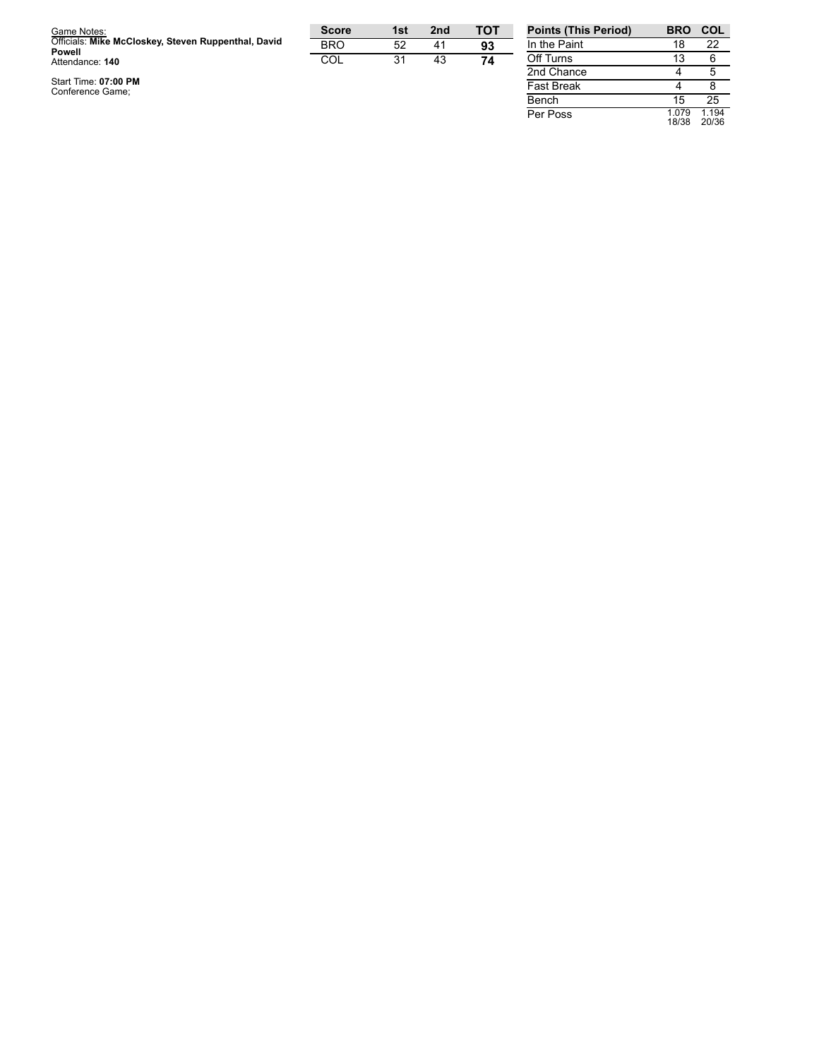Game Notes:
Officials: **Mike McCloskey, Steven Ruppenthal, David Powell**
Attendance: **140**

Start Time: **07:00 PM**
Conference Game;

| Score | 1st | 2nd | TOT |
| --- | --- | --- | --- |
| BRO | 52 | 41 | **93** |
| COL | 31 | 43 | **74** |

| Points (This Period) | BRO | COL |
| --- | --- | --- |
| In the Paint | 18 | 22 |
| Off Turns | 13 | 6 |
| 2nd Chance | 4 | 5 |
| Fast Break | 4 | 8 |
| Bench | 15 | 25 |
| Per Poss | 1.079 18/38 | 1.194 20/36 |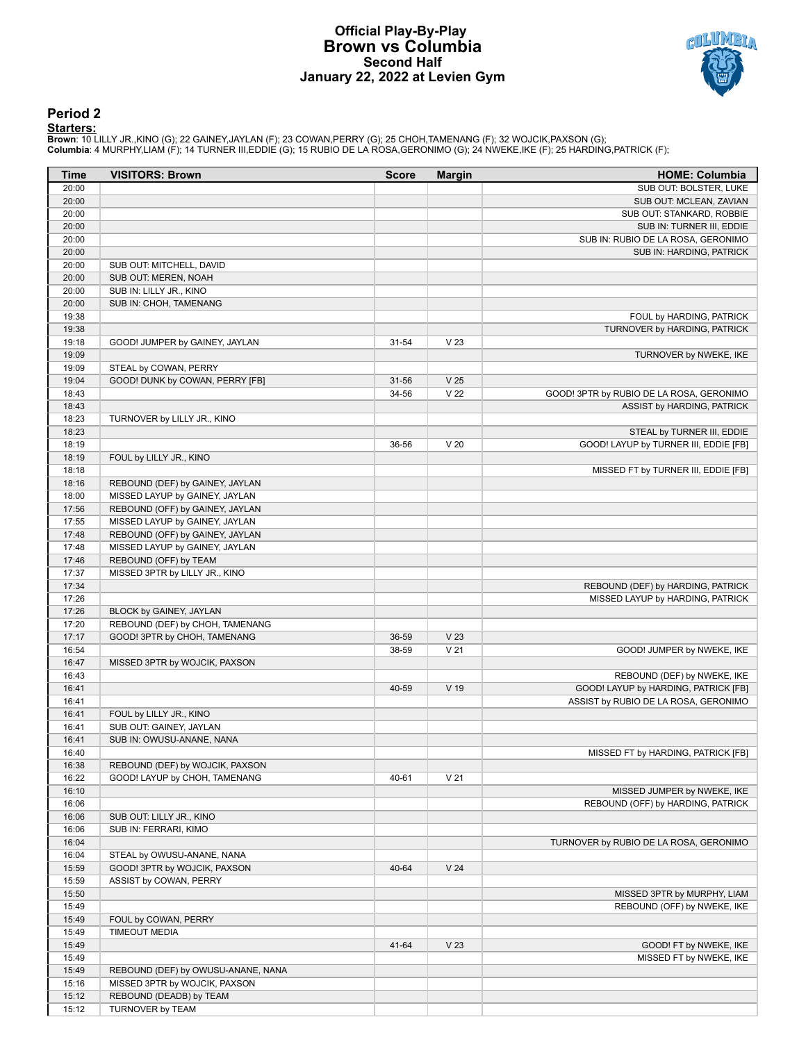# Official Play-By-Play
# Brown vs Columbia
## Second Half
## January 22, 2022 at Levien Gym

### Period 2

**Starters:**

**Brown**: 10 LILLY JR.,KINO (G); 22 GAINEY,JAYLAN (F); 23 COWAN,PERRY (G); 25 CHOH,TAMENANG (F); 32 WOJCIK,PAXSON (G);
**Columbia**: 4 MURPHY,LIAM (F); 14 TURNER III,EDDIE (G); 15 RUBIO DE LA ROSA,GERONIMO (G); 24 NWEKE,IKE (F); 25 HARDING,PATRICK (F);

| Time | VISITORS: Brown | Score | Margin | HOME: Columbia |
|---|---|---|---|---|
| 20:00 | | | | SUB OUT: BOLSTER, LUKE |
| 20:00 | | | | SUB OUT: MCLEAN, ZAVIAN |
| 20:00 | | | | SUB OUT: STANKARD, ROBBIE |
| 20:00 | | | | SUB IN: TURNER III, EDDIE |
| 20:00 | | | | SUB IN: RUBIO DE LA ROSA, GERONIMO |
| 20:00 | | | | SUB IN: HARDING, PATRICK |
| 20:00 | SUB OUT: MITCHELL, DAVID | | | |
| 20:00 | SUB OUT: MEREN, NOAH | | | |
| 20:00 | SUB IN: LILLY JR., KINO | | | |
| 20:00 | SUB IN: CHOH, TAMENANG | | | |
| 19:38 | | | | FOUL by HARDING, PATRICK |
| 19:38 | | | | TURNOVER by HARDING, PATRICK |
| 19:18 | GOOD! JUMPER by GAINEY, JAYLAN | 31-54 | V 23 | |
| 19:09 | | | | TURNOVER by NWEKE, IKE |
| 19:09 | STEAL by COWAN, PERRY | | | |
| 19:04 | GOOD! DUNK by COWAN, PERRY [FB] | 31-56 | V 25 | |
| 18:43 | | 34-56 | V 22 | GOOD! 3PTR by RUBIO DE LA ROSA, GERONIMO |
| 18:43 | | | | ASSIST by HARDING, PATRICK |
| 18:23 | TURNOVER by LILLY JR., KINO | | | |
| 18:23 | | | | STEAL by TURNER III, EDDIE |
| 18:19 | | 36-56 | V 20 | GOOD! LAYUP by TURNER III, EDDIE [FB] |
| 18:19 | FOUL by LILLY JR., KINO | | | |
| 18:18 | | | | MISSED FT by TURNER III, EDDIE [FB] |
| 18:16 | REBOUND (DEF) by GAINEY, JAYLAN | | | |
| 18:00 | MISSED LAYUP by GAINEY, JAYLAN | | | |
| 17:56 | REBOUND (OFF) by GAINEY, JAYLAN | | | |
| 17:55 | MISSED LAYUP by GAINEY, JAYLAN | | | |
| 17:48 | REBOUND (OFF) by GAINEY, JAYLAN | | | |
| 17:48 | MISSED LAYUP by GAINEY, JAYLAN | | | |
| 17:46 | REBOUND (OFF) by TEAM | | | |
| 17:37 | MISSED 3PTR by LILLY JR., KINO | | | |
| 17:34 | | | | REBOUND (DEF) by HARDING, PATRICK |
| 17:26 | | | | MISSED LAYUP by HARDING, PATRICK |
| 17:26 | BLOCK by GAINEY, JAYLAN | | | |
| 17:20 | REBOUND (DEF) by CHOH, TAMENANG | | | |
| 17:17 | GOOD! 3PTR by CHOH, TAMENANG | 36-59 | V 23 | |
| 16:54 | | 38-59 | V 21 | GOOD! JUMPER by NWEKE, IKE |
| 16:47 | MISSED 3PTR by WOJCIK, PAXSON | | | |
| 16:43 | | | | REBOUND (DEF) by NWEKE, IKE |
| 16:41 | | 40-59 | V 19 | GOOD! LAYUP by HARDING, PATRICK [FB] |
| 16:41 | | | | ASSIST by RUBIO DE LA ROSA, GERONIMO |
| 16:41 | FOUL by LILLY JR., KINO | | | |
| 16:41 | SUB OUT: GAINEY, JAYLAN | | | |
| 16:41 | SUB IN: OWUSU-ANANE, NANA | | | |
| 16:40 | | | | MISSED FT by HARDING, PATRICK [FB] |
| 16:38 | REBOUND (DEF) by WOJCIK, PAXSON | | | |
| 16:22 | GOOD! LAYUP by CHOH, TAMENANG | 40-61 | V 21 | |
| 16:10 | | | | MISSED JUMPER by NWEKE, IKE |
| 16:06 | | | | REBOUND (OFF) by HARDING, PATRICK |
| 16:06 | SUB OUT: LILLY JR., KINO | | | |
| 16:06 | SUB IN: FERRARI, KIMO | | | |
| 16:04 | | | | TURNOVER by RUBIO DE LA ROSA, GERONIMO |
| 16:04 | STEAL by OWUSU-ANANE, NANA | | | |
| 15:59 | GOOD! 3PTR by WOJCIK, PAXSON | 40-64 | V 24 | |
| 15:59 | ASSIST by COWAN, PERRY | | | |
| 15:50 | | | | MISSED 3PTR by MURPHY, LIAM |
| 15:49 | | | | REBOUND (OFF) by NWEKE, IKE |
| 15:49 | FOUL by COWAN, PERRY | | | |
| 15:49 | TIMEOUT MEDIA | | | |
| 15:49 | | 41-64 | V 23 | GOOD! FT by NWEKE, IKE |
| 15:49 | | | | MISSED FT by NWEKE, IKE |
| 15:49 | REBOUND (DEF) by OWUSU-ANANE, NANA | | | |
| 15:16 | MISSED 3PTR by WOJCIK, PAXSON | | | |
| 15:12 | REBOUND (DEADB) by TEAM | | | |
| 15:12 | TURNOVER by TEAM | | | |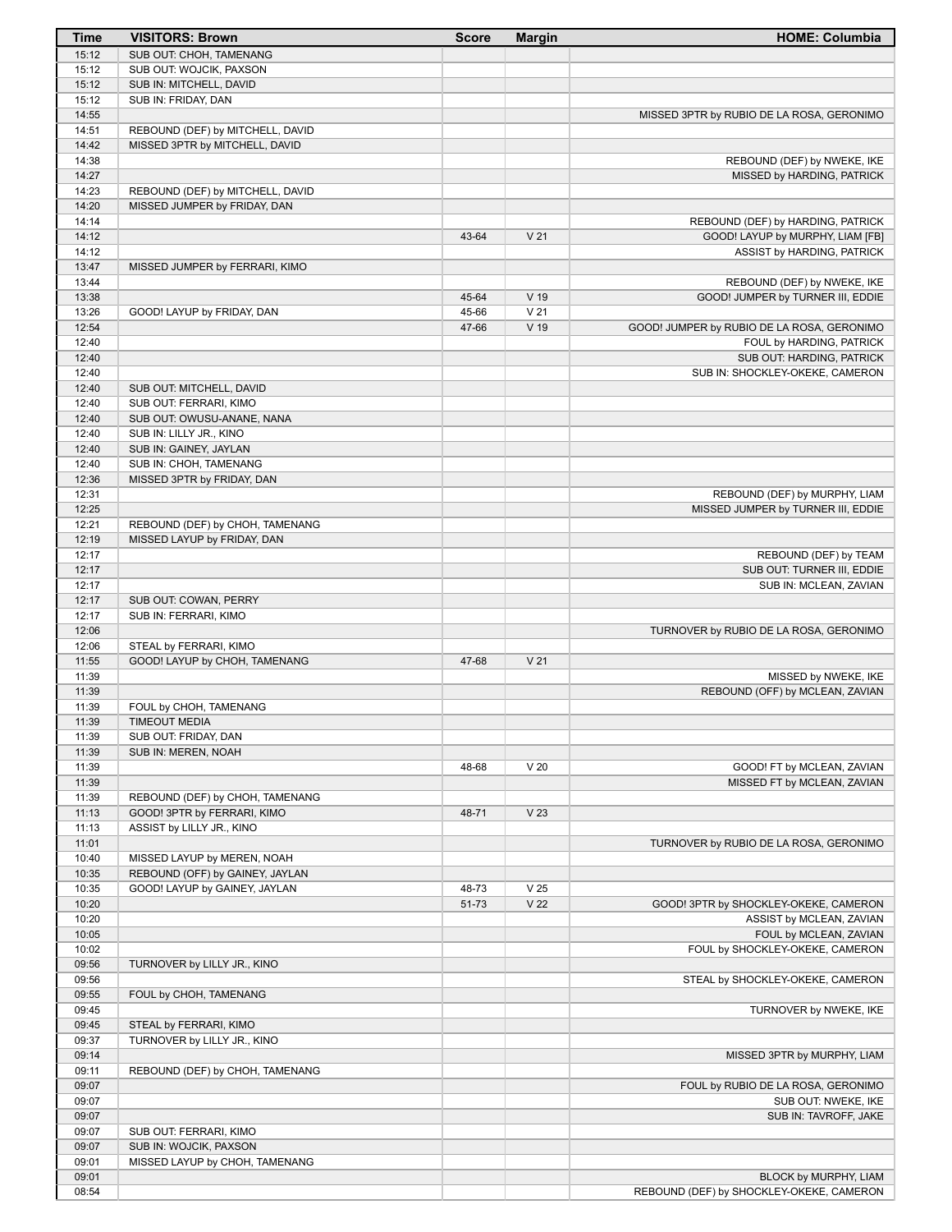| Time | VISITORS: Brown | Score | Margin | HOME: Columbia |
|---|---|---|---|---|
| 15:12 | SUB OUT: CHOH, TAMENANG | | | |
| 15:12 | SUB OUT: WOJCIK, PAXSON | | | |
| 15:12 | SUB IN: MITCHELL, DAVID | | | |
| 15:12 | SUB IN: FRIDAY, DAN | | | |
| 14:55 | | | | MISSED 3PTR by RUBIO DE LA ROSA, GERONIMO |
| 14:51 | REBOUND (DEF) by MITCHELL, DAVID | | | |
| 14:42 | MISSED 3PTR by MITCHELL, DAVID | | | |
| 14:38 | | | | REBOUND (DEF) by NWEKE, IKE |
| 14:27 | | | | MISSED by HARDING, PATRICK |
| 14:23 | REBOUND (DEF) by MITCHELL, DAVID | | | |
| 14:20 | MISSED JUMPER by FRIDAY, DAN | | | |
| 14:14 | | | | REBOUND (DEF) by HARDING, PATRICK |
| 14:12 | | 43-64 | V 21 | GOOD! LAYUP by MURPHY, LIAM [FB] |
| 14:12 | | | | ASSIST by HARDING, PATRICK |
| 13:47 | MISSED JUMPER by FERRARI, KIMO | | | |
| 13:44 | | | | REBOUND (DEF) by NWEKE, IKE |
| 13:38 | | 45-64 | V 19 | GOOD! JUMPER by TURNER III, EDDIE |
| 13:26 | GOOD! LAYUP by FRIDAY, DAN | 45-66 | V 21 | |
| 12:54 | | 47-66 | V 19 | GOOD! JUMPER by RUBIO DE LA ROSA, GERONIMO |
| 12:40 | | | | FOUL by HARDING, PATRICK |
| 12:40 | | | | SUB OUT: HARDING, PATRICK |
| 12:40 | | | | SUB IN: SHOCKLEY-OKEKE, CAMERON |
| 12:40 | SUB OUT: MITCHELL, DAVID | | | |
| 12:40 | SUB OUT: FERRARI, KIMO | | | |
| 12:40 | SUB OUT: OWUSU-ANANE, NANA | | | |
| 12:40 | SUB IN: LILLY JR., KINO | | | |
| 12:40 | SUB IN: GAINEY, JAYLAN | | | |
| 12:40 | SUB IN: CHOH, TAMENANG | | | |
| 12:36 | MISSED 3PTR by FRIDAY, DAN | | | |
| 12:31 | | | | REBOUND (DEF) by MURPHY, LIAM |
| 12:25 | | | | MISSED JUMPER by TURNER III, EDDIE |
| 12:21 | REBOUND (DEF) by CHOH, TAMENANG | | | |
| 12:19 | MISSED LAYUP by FRIDAY, DAN | | | |
| 12:17 | | | | REBOUND (DEF) by TEAM |
| 12:17 | | | | SUB OUT: TURNER III, EDDIE |
| 12:17 | | | | SUB IN: MCLEAN, ZAVIAN |
| 12:17 | SUB OUT: COWAN, PERRY | | | |
| 12:17 | SUB IN: FERRARI, KIMO | | | |
| 12:06 | | | | TURNOVER by RUBIO DE LA ROSA, GERONIMO |
| 12:06 | STEAL by FERRARI, KIMO | | | |
| 11:55 | GOOD! LAYUP by CHOH, TAMENANG | 47-68 | V 21 | |
| 11:39 | | | | MISSED by NWEKE, IKE |
| 11:39 | | | | REBOUND (OFF) by MCLEAN, ZAVIAN |
| 11:39 | FOUL by CHOH, TAMENANG | | | |
| 11:39 | TIMEOUT MEDIA | | | |
| 11:39 | SUB OUT: FRIDAY, DAN | | | |
| 11:39 | SUB IN: MEREN, NOAH | | | |
| 11:39 | | 48-68 | V 20 | GOOD! FT by MCLEAN, ZAVIAN |
| 11:39 | | | | MISSED FT by MCLEAN, ZAVIAN |
| 11:39 | REBOUND (DEF) by CHOH, TAMENANG | | | |
| 11:13 | GOOD! 3PTR by FERRARI, KIMO | 48-71 | V 23 | |
| 11:13 | ASSIST by LILLY JR., KINO | | | |
| 11:01 | | | | TURNOVER by RUBIO DE LA ROSA, GERONIMO |
| 10:40 | MISSED LAYUP by MEREN, NOAH | | | |
| 10:35 | REBOUND (OFF) by GAINEY, JAYLAN | | | |
| 10:35 | GOOD! LAYUP by GAINEY, JAYLAN | 48-73 | V 25 | |
| 10:20 | | 51-73 | V 22 | GOOD! 3PTR by SHOCKLEY-OKEKE, CAMERON |
| 10:20 | | | | ASSIST by MCLEAN, ZAVIAN |
| 10:05 | | | | FOUL by MCLEAN, ZAVIAN |
| 10:02 | | | | FOUL by SHOCKLEY-OKEKE, CAMERON |
| 09:56 | TURNOVER by LILLY JR., KINO | | | |
| 09:56 | | | | STEAL by SHOCKLEY-OKEKE, CAMERON |
| 09:55 | FOUL by CHOH, TAMENANG | | | |
| 09:45 | | | | TURNOVER by NWEKE, IKE |
| 09:45 | STEAL by FERRARI, KIMO | | | |
| 09:37 | TURNOVER by LILLY JR., KINO | | | |
| 09:14 | | | | MISSED 3PTR by MURPHY, LIAM |
| 09:11 | REBOUND (DEF) by CHOH, TAMENANG | | | |
| 09:07 | | | | FOUL by RUBIO DE LA ROSA, GERONIMO |
| 09:07 | | | | SUB OUT: NWEKE, IKE |
| 09:07 | | | | SUB IN: TAVROFF, JAKE |
| 09:07 | SUB OUT: FERRARI, KIMO | | | |
| 09:07 | SUB IN: WOJCIK, PAXSON | | | |
| 09:01 | MISSED LAYUP by CHOH, TAMENANG | | | |
| 09:01 | | | | BLOCK by MURPHY, LIAM |
| 08:54 | | | | REBOUND (DEF) by SHOCKLEY-OKEKE, CAMERON |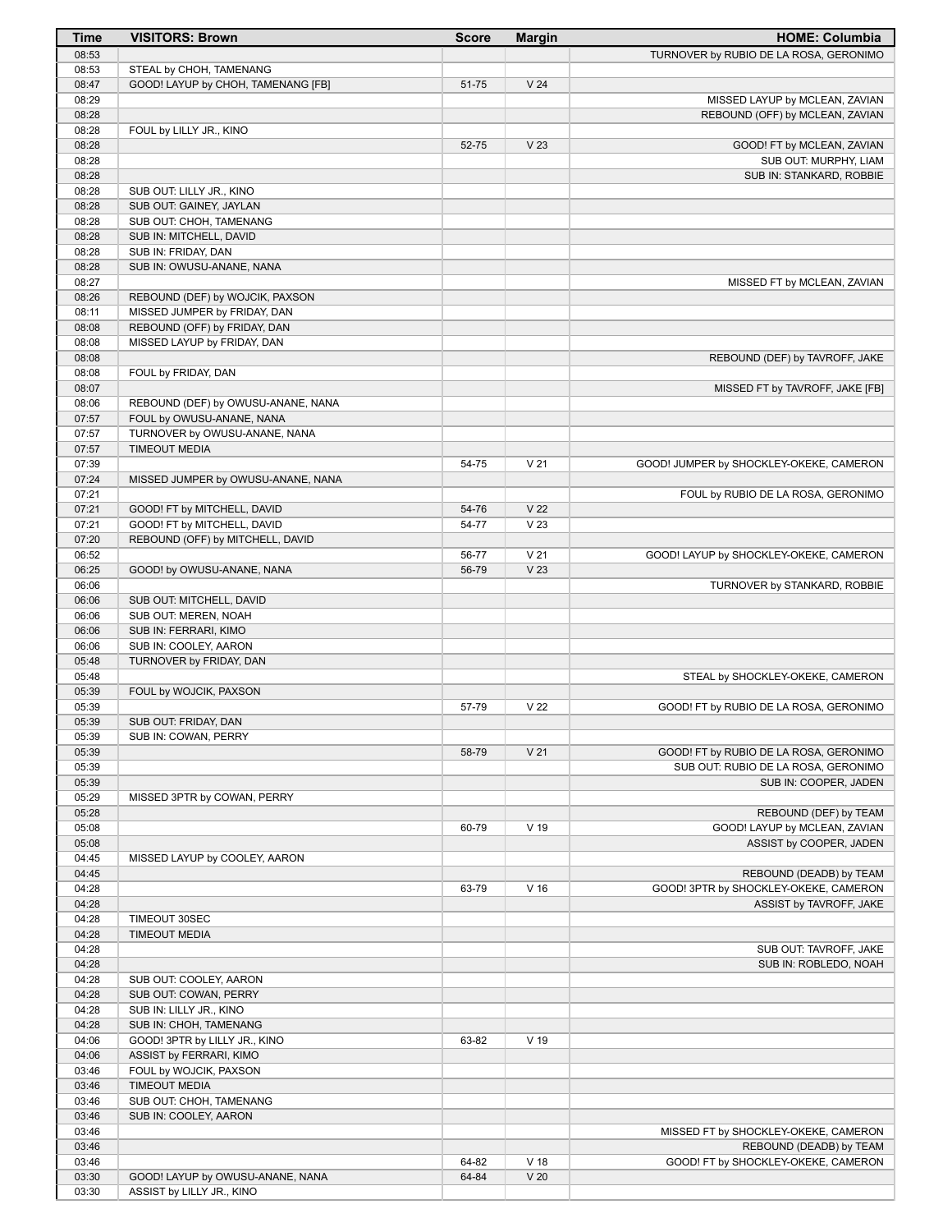| Time | VISITORS: Brown | Score | Margin | HOME: Columbia |
|---|---|---|---|---|
| 08:53 | | | | TURNOVER by RUBIO DE LA ROSA, GERONIMO |
| 08:53 | STEAL by CHOH, TAMENANG | | | |
| 08:47 | GOOD! LAYUP by CHOH, TAMENANG [FB] | 51-75 | V 24 | |
| 08:29 | | | | MISSED LAYUP by MCLEAN, ZAVIAN |
| 08:28 | | | | REBOUND (OFF) by MCLEAN, ZAVIAN |
| 08:28 | FOUL by LILLY JR., KINO | | | |
| 08:28 | | 52-75 | V 23 | GOOD! FT by MCLEAN, ZAVIAN |
| 08:28 | | | | SUB OUT: MURPHY, LIAM |
| 08:28 | | | | SUB IN: STANKARD, ROBBIE |
| 08:28 | SUB OUT: LILLY JR., KINO | | | |
| 08:28 | SUB OUT: GAINEY, JAYLAN | | | |
| 08:28 | SUB OUT: CHOH, TAMENANG | | | |
| 08:28 | SUB IN: MITCHELL, DAVID | | | |
| 08:28 | SUB IN: FRIDAY, DAN | | | |
| 08:28 | SUB IN: OWUSU-ANANE, NANA | | | |
| 08:27 | | | | MISSED FT by MCLEAN, ZAVIAN |
| 08:26 | REBOUND (DEF) by WOJCIK, PAXSON | | | |
| 08:11 | MISSED JUMPER by FRIDAY, DAN | | | |
| 08:08 | REBOUND (OFF) by FRIDAY, DAN | | | |
| 08:08 | MISSED LAYUP by FRIDAY, DAN | | | |
| 08:08 | | | | REBOUND (DEF) by TAVROFF, JAKE |
| 08:08 | FOUL by FRIDAY, DAN | | | |
| 08:07 | | | | MISSED FT by TAVROFF, JAKE [FB] |
| 08:06 | REBOUND (DEF) by OWUSU-ANANE, NANA | | | |
| 07:57 | FOUL by OWUSU-ANANE, NANA | | | |
| 07:57 | TURNOVER by OWUSU-ANANE, NANA | | | |
| 07:57 | TIMEOUT MEDIA | | | |
| 07:39 | | 54-75 | V 21 | GOOD! JUMPER by SHOCKLEY-OKEKE, CAMERON |
| 07:24 | MISSED JUMPER by OWUSU-ANANE, NANA | | | |
| 07:21 | | | | FOUL by RUBIO DE LA ROSA, GERONIMO |
| 07:21 | GOOD! FT by MITCHELL, DAVID | 54-76 | V 22 | |
| 07:21 | GOOD! FT by MITCHELL, DAVID | 54-77 | V 23 | |
| 07:20 | REBOUND (OFF) by MITCHELL, DAVID | | | |
| 06:52 | | 56-77 | V 21 | GOOD! LAYUP by SHOCKLEY-OKEKE, CAMERON |
| 06:25 | GOOD! by OWUSU-ANANE, NANA | 56-79 | V 23 | |
| 06:06 | | | | TURNOVER by STANKARD, ROBBIE |
| 06:06 | SUB OUT: MITCHELL, DAVID | | | |
| 06:06 | SUB OUT: MEREN, NOAH | | | |
| 06:06 | SUB IN: FERRARI, KIMO | | | |
| 06:06 | SUB IN: COOLEY, AARON | | | |
| 05:48 | TURNOVER by FRIDAY, DAN | | | |
| 05:48 | | | | STEAL by SHOCKLEY-OKEKE, CAMERON |
| 05:39 | FOUL by WOJCIK, PAXSON | | | |
| 05:39 | | 57-79 | V 22 | GOOD! FT by RUBIO DE LA ROSA, GERONIMO |
| 05:39 | SUB OUT: FRIDAY, DAN | | | |
| 05:39 | SUB IN: COWAN, PERRY | | | |
| 05:39 | | 58-79 | V 21 | GOOD! FT by RUBIO DE LA ROSA, GERONIMO |
| 05:39 | | | | SUB OUT: RUBIO DE LA ROSA, GERONIMO |
| 05:39 | | | | SUB IN: COOPER, JADEN |
| 05:29 | MISSED 3PTR by COWAN, PERRY | | | |
| 05:28 | | | | REBOUND (DEF) by TEAM |
| 05:08 | | 60-79 | V 19 | GOOD! LAYUP by MCLEAN, ZAVIAN |
| 05:08 | | | | ASSIST by COOPER, JADEN |
| 04:45 | MISSED LAYUP by COOLEY, AARON | | | |
| 04:45 | | | | REBOUND (DEADB) by TEAM |
| 04:28 | | 63-79 | V 16 | GOOD! 3PTR by SHOCKLEY-OKEKE, CAMERON |
| 04:28 | | | | ASSIST by TAVROFF, JAKE |
| 04:28 | TIMEOUT 30SEC | | | |
| 04:28 | TIMEOUT MEDIA | | | |
| 04:28 | | | | SUB OUT: TAVROFF, JAKE |
| 04:28 | | | | SUB IN: ROBLEDO, NOAH |
| 04:28 | SUB OUT: COOLEY, AARON | | | |
| 04:28 | SUB OUT: COWAN, PERRY | | | |
| 04:28 | SUB IN: LILLY JR., KINO | | | |
| 04:28 | SUB IN: CHOH, TAMENANG | | | |
| 04:06 | GOOD! 3PTR by LILLY JR., KINO | 63-82 | V 19 | |
| 04:06 | ASSIST by FERRARI, KIMO | | | |
| 03:46 | FOUL by WOJCIK, PAXSON | | | |
| 03:46 | TIMEOUT MEDIA | | | |
| 03:46 | SUB OUT: CHOH, TAMENANG | | | |
| 03:46 | SUB IN: COOLEY, AARON | | | |
| 03:46 | | | | MISSED FT by SHOCKLEY-OKEKE, CAMERON |
| 03:46 | | | | REBOUND (DEADB) by TEAM |
| 03:46 | | 64-82 | V 18 | GOOD! FT by SHOCKLEY-OKEKE, CAMERON |
| 03:30 | GOOD! LAYUP by OWUSU-ANANE, NANA | 64-84 | V 20 | |
| 03:30 | ASSIST by LILLY JR., KINO | | | |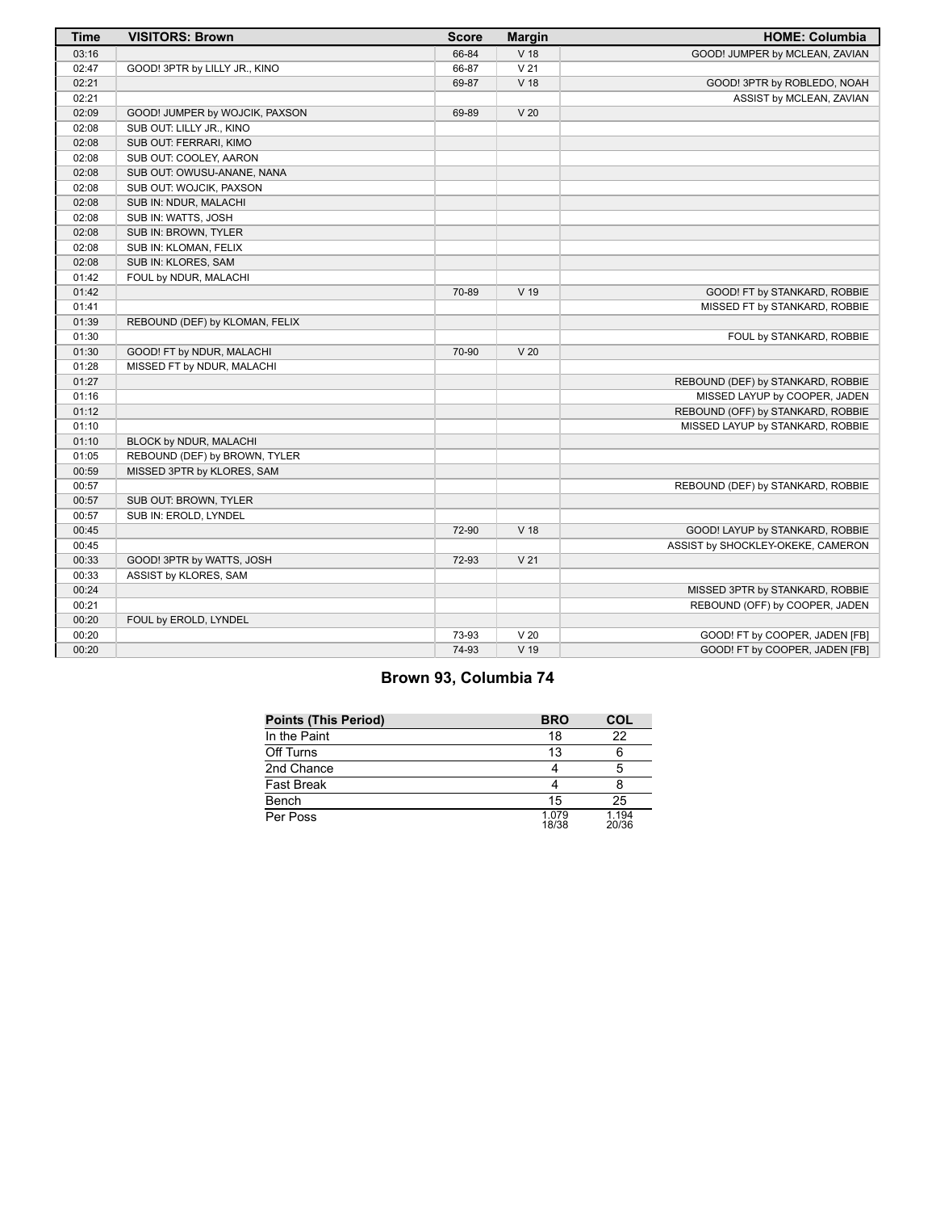| Time | VISITORS: Brown | Score | Margin | HOME: Columbia |
|---|---|---|---|---|
| 03:16 | | 66-84 | V 18 | GOOD! JUMPER by MCLEAN, ZAVIAN |
| 02:47 | GOOD! 3PTR by LILLY JR., KINO | 66-87 | V 21 | |
| 02:21 | | 69-87 | V 18 | GOOD! 3PTR by ROBLEDO, NOAH |
| 02:21 | | | | ASSIST by MCLEAN, ZAVIAN |
| 02:09 | GOOD! JUMPER by WOJCIK, PAXSON | 69-89 | V 20 | |
| 02:08 | SUB OUT: LILLY JR., KINO | | | |
| 02:08 | SUB OUT: FERRARI, KIMO | | | |
| 02:08 | SUB OUT: COOLEY, AARON | | | |
| 02:08 | SUB OUT: OWUSU-ANANE, NANA | | | |
| 02:08 | SUB OUT: WOJCIK, PAXSON | | | |
| 02:08 | SUB IN: NDUR, MALACHI | | | |
| 02:08 | SUB IN: WATTS, JOSH | | | |
| 02:08 | SUB IN: BROWN, TYLER | | | |
| 02:08 | SUB IN: KLOMAN, FELIX | | | |
| 02:08 | SUB IN: KLORES, SAM | | | |
| 01:42 | FOUL by NDUR, MALACHI | | | |
| 01:42 | | 70-89 | V 19 | GOOD! FT by STANKARD, ROBBIE |
| 01:41 | | | | MISSED FT by STANKARD, ROBBIE |
| 01:39 | REBOUND (DEF) by KLOMAN, FELIX | | | |
| 01:30 | | | | FOUL by STANKARD, ROBBIE |
| 01:30 | GOOD! FT by NDUR, MALACHI | 70-90 | V 20 | |
| 01:28 | MISSED FT by NDUR, MALACHI | | | |
| 01:27 | | | | REBOUND (DEF) by STANKARD, ROBBIE |
| 01:16 | | | | MISSED LAYUP by COOPER, JADEN |
| 01:12 | | | | REBOUND (OFF) by STANKARD, ROBBIE |
| 01:10 | | | | MISSED LAYUP by STANKARD, ROBBIE |
| 01:10 | BLOCK by NDUR, MALACHI | | | |
| 01:05 | REBOUND (DEF) by BROWN, TYLER | | | |
| 00:59 | MISSED 3PTR by KLORES, SAM | | | |
| 00:57 | | | | REBOUND (DEF) by STANKARD, ROBBIE |
| 00:57 | SUB OUT: BROWN, TYLER | | | |
| 00:57 | SUB IN: EROLD, LYNDEL | | | |
| 00:45 | | 72-90 | V 18 | GOOD! LAYUP by STANKARD, ROBBIE |
| 00:45 | | | | ASSIST by SHOCKLEY-OKEKE, CAMERON |
| 00:33 | GOOD! 3PTR by WATTS, JOSH | 72-93 | V 21 | |
| 00:33 | ASSIST by KLORES, SAM | | | |
| 00:24 | | | | MISSED 3PTR by STANKARD, ROBBIE |
| 00:21 | | | | REBOUND (OFF) by COOPER, JADEN |
| 00:20 | FOUL by EROLD, LYNDEL | | | |
| 00:20 | | 73-93 | V 20 | GOOD! FT by COOPER, JADEN [FB] |
| 00:20 | | 74-93 | V 19 | GOOD! FT by COOPER, JADEN [FB] |

## Brown 93, Columbia 74

| Points (This Period) | BRO | COL |
|---|---|---|
| In the Paint | 18 | 22 |
| Off Turns | 13 | 6 |
| 2nd Chance | 4 | 5 |
| Fast Break | 4 | 8 |
| Bench | 15 | 25 |
| Per Poss | 1.079 18/38 | 1.194 20/36 |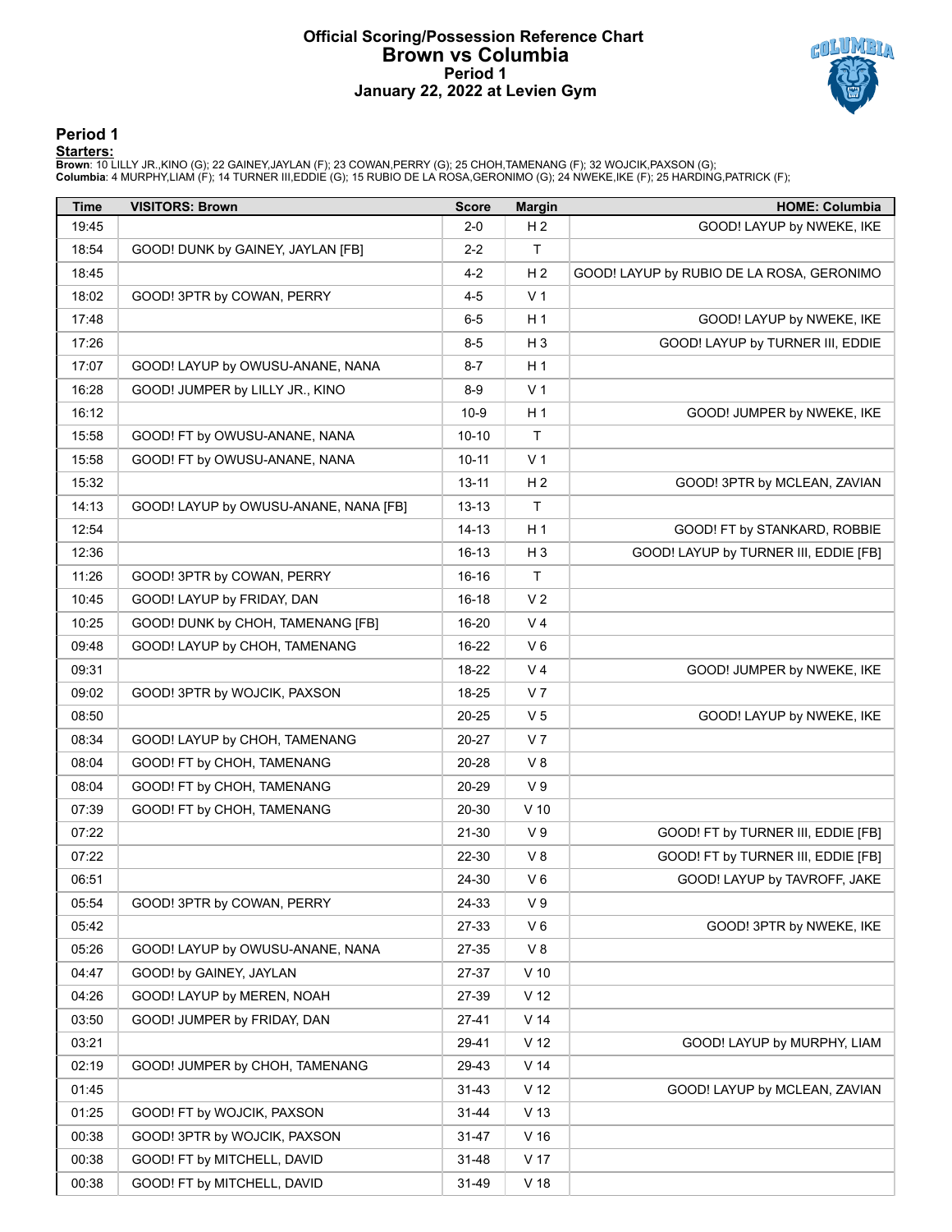**Official Scoring/Possession Reference Chart**
**Brown vs Columbia**
**Period 1**
**January 22, 2022 at Levien Gym**

## Period 1

**Starters:**

**Brown**: 10 LILLY JR.,KINO (G); 22 GAINEY,JAYLAN (F); 23 COWAN,PERRY (G); 25 CHOH,TAMENANG (F); 32 WOJCIK,PAXSON (G);
**Columbia**: 4 MURPHY,LIAM (F); 14 TURNER III,EDDIE (G); 15 RUBIO DE LA ROSA,GERONIMO (G); 24 NWEKE,IKE (F); 25 HARDING,PATRICK (F);

| Time | VISITORS: Brown | Score | Margin | HOME: Columbia |
|---|---|---|---|---|
| 19:45 | | 2-0 | H 2 | GOOD! LAYUP by NWEKE, IKE |
| 18:54 | GOOD! DUNK by GAINEY, JAYLAN [FB] | 2-2 | T | |
| 18:45 | | 4-2 | H 2 | GOOD! LAYUP by RUBIO DE LA ROSA, GERONIMO |
| 18:02 | GOOD! 3PTR by COWAN, PERRY | 4-5 | V 1 | |
| 17:48 | | 6-5 | H 1 | GOOD! LAYUP by NWEKE, IKE |
| 17:26 | | 8-5 | H 3 | GOOD! LAYUP by TURNER III, EDDIE |
| 17:07 | GOOD! LAYUP by OWUSU-ANANE, NANA | 8-7 | H 1 | |
| 16:28 | GOOD! JUMPER by LILLY JR., KINO | 8-9 | V 1 | |
| 16:12 | | 10-9 | H 1 | GOOD! JUMPER by NWEKE, IKE |
| 15:58 | GOOD! FT by OWUSU-ANANE, NANA | 10-10 | T | |
| 15:58 | GOOD! FT by OWUSU-ANANE, NANA | 10-11 | V 1 | |
| 15:32 | | 13-11 | H 2 | GOOD! 3PTR by MCLEAN, ZAVIAN |
| 14:13 | GOOD! LAYUP by OWUSU-ANANE, NANA [FB] | 13-13 | T | |
| 12:54 | | 14-13 | H 1 | GOOD! FT by STANKARD, ROBBIE |
| 12:36 | | 16-13 | H 3 | GOOD! LAYUP by TURNER III, EDDIE [FB] |
| 11:26 | GOOD! 3PTR by COWAN, PERRY | 16-16 | T | |
| 10:45 | GOOD! LAYUP by FRIDAY, DAN | 16-18 | V 2 | |
| 10:25 | GOOD! DUNK by CHOH, TAMENANG [FB] | 16-20 | V 4 | |
| 09:48 | GOOD! LAYUP by CHOH, TAMENANG | 16-22 | V 6 | |
| 09:31 | | 18-22 | V 4 | GOOD! JUMPER by NWEKE, IKE |
| 09:02 | GOOD! 3PTR by WOJCIK, PAXSON | 18-25 | V 7 | |
| 08:50 | | 20-25 | V 5 | GOOD! LAYUP by NWEKE, IKE |
| 08:34 | GOOD! LAYUP by CHOH, TAMENANG | 20-27 | V 7 | |
| 08:04 | GOOD! FT by CHOH, TAMENANG | 20-28 | V 8 | |
| 08:04 | GOOD! FT by CHOH, TAMENANG | 20-29 | V 9 | |
| 07:39 | GOOD! FT by CHOH, TAMENANG | 20-30 | V 10 | |
| 07:22 | | 21-30 | V 9 | GOOD! FT by TURNER III, EDDIE [FB] |
| 07:22 | | 22-30 | V 8 | GOOD! FT by TURNER III, EDDIE [FB] |
| 06:51 | | 24-30 | V 6 | GOOD! LAYUP by TAVROFF, JAKE |
| 05:54 | GOOD! 3PTR by COWAN, PERRY | 24-33 | V 9 | |
| 05:42 | | 27-33 | V 6 | GOOD! 3PTR by NWEKE, IKE |
| 05:26 | GOOD! LAYUP by OWUSU-ANANE, NANA | 27-35 | V 8 | |
| 04:47 | GOOD! by GAINEY, JAYLAN | 27-37 | V 10 | |
| 04:26 | GOOD! LAYUP by MEREN, NOAH | 27-39 | V 12 | |
| 03:50 | GOOD! JUMPER by FRIDAY, DAN | 27-41 | V 14 | |
| 03:21 | | 29-41 | V 12 | GOOD! LAYUP by MURPHY, LIAM |
| 02:19 | GOOD! JUMPER by CHOH, TAMENANG | 29-43 | V 14 | |
| 01:45 | | 31-43 | V 12 | GOOD! LAYUP by MCLEAN, ZAVIAN |
| 01:25 | GOOD! FT by WOJCIK, PAXSON | 31-44 | V 13 | |
| 00:38 | GOOD! 3PTR by WOJCIK, PAXSON | 31-47 | V 16 | |
| 00:38 | GOOD! FT by MITCHELL, DAVID | 31-48 | V 17 | |
| 00:38 | GOOD! FT by MITCHELL, DAVID | 31-49 | V 18 | |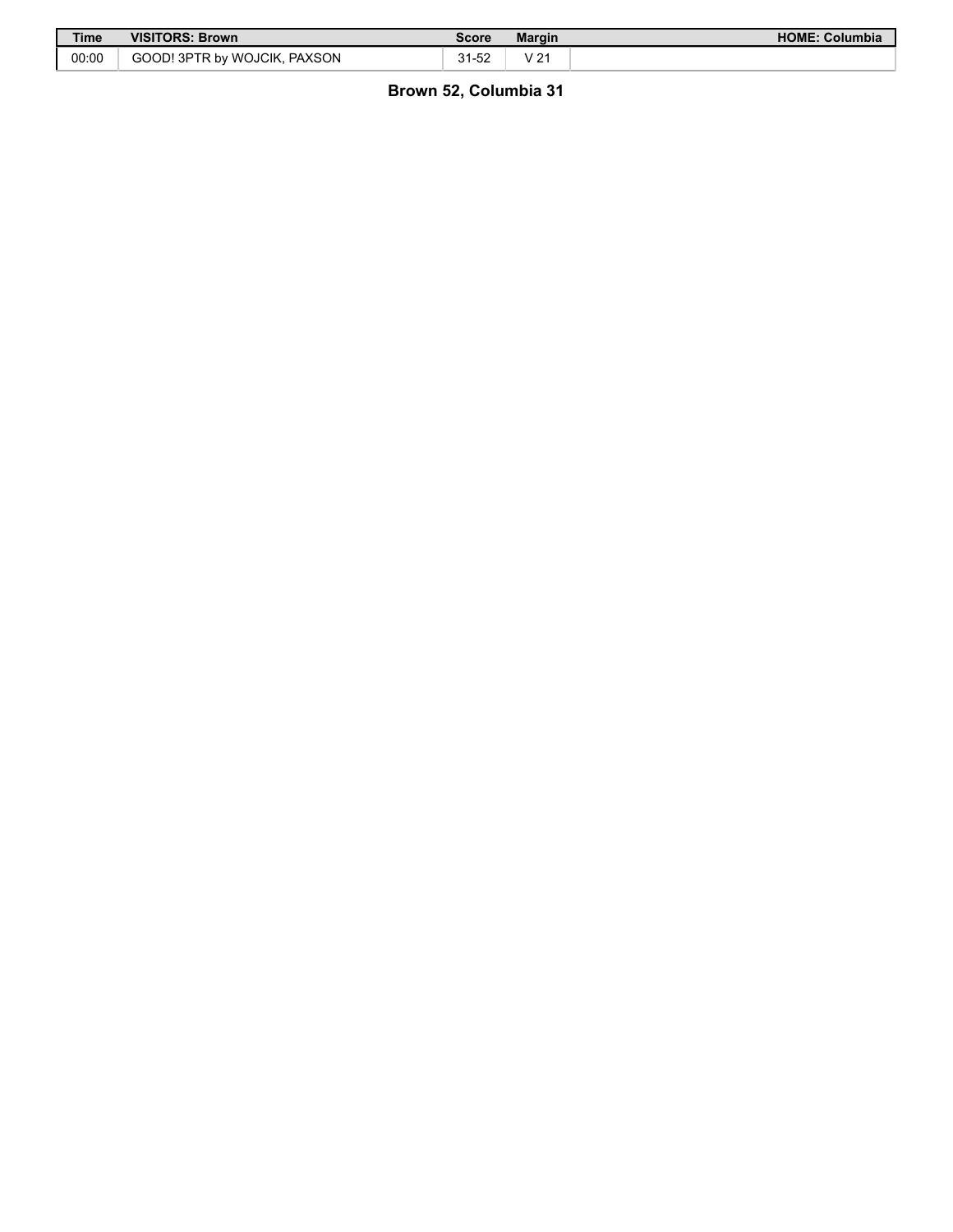| Time | VISITORS: Brown | Score | Margin | HOME: Columbia |
|---|---|---|---|---|
| 00:00 | GOOD! 3PTR by WOJCIK, PAXSON | 31-52 | V 21 | |

**Brown 52, Columbia 31**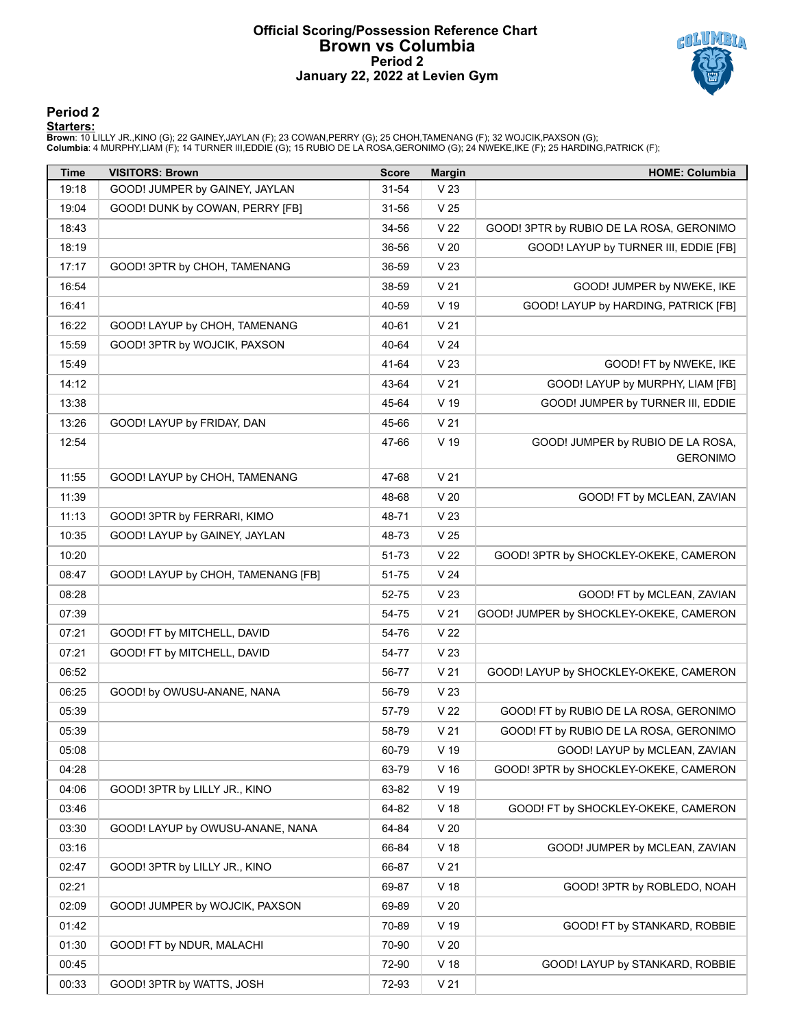# Official Scoring/Possession Reference Chart
# Brown vs Columbia
## Period 2
## January 22, 2022 at Levien Gym

### Period 2

**Starters:**

**Brown**: 10 LILLY JR.,KINO (G); 22 GAINEY,JAYLAN (F); 23 COWAN,PERRY (G); 25 CHOH,TAMENANG (F); 32 WOJCIK,PAXSON (G);
**Columbia**: 4 MURPHY,LIAM (F); 14 TURNER III,EDDIE (G); 15 RUBIO DE LA ROSA,GERONIMO (G); 24 NWEKE,IKE (F); 25 HARDING,PATRICK (F);

| Time | VISITORS: Brown | Score | Margin | HOME: Columbia |
|---|---|---|---|---|
| 19:18 | GOOD! JUMPER by GAINEY, JAYLAN | 31-54 | V 23 | |
| 19:04 | GOOD! DUNK by COWAN, PERRY [FB] | 31-56 | V 25 | |
| 18:43 | | 34-56 | V 22 | GOOD! 3PTR by RUBIO DE LA ROSA, GERONIMO |
| 18:19 | | 36-56 | V 20 | GOOD! LAYUP by TURNER III, EDDIE [FB] |
| 17:17 | GOOD! 3PTR by CHOH, TAMENANG | 36-59 | V 23 | |
| 16:54 | | 38-59 | V 21 | GOOD! JUMPER by NWEKE, IKE |
| 16:41 | | 40-59 | V 19 | GOOD! LAYUP by HARDING, PATRICK [FB] |
| 16:22 | GOOD! LAYUP by CHOH, TAMENANG | 40-61 | V 21 | |
| 15:59 | GOOD! 3PTR by WOJCIK, PAXSON | 40-64 | V 24 | |
| 15:49 | | 41-64 | V 23 | GOOD! FT by NWEKE, IKE |
| 14:12 | | 43-64 | V 21 | GOOD! LAYUP by MURPHY, LIAM [FB] |
| 13:38 | | 45-64 | V 19 | GOOD! JUMPER by TURNER III, EDDIE |
| 13:26 | GOOD! LAYUP by FRIDAY, DAN | 45-66 | V 21 | |
| 12:54 | | 47-66 | V 19 | GOOD! JUMPER by RUBIO DE LA ROSA, GERONIMO |
| 11:55 | GOOD! LAYUP by CHOH, TAMENANG | 47-68 | V 21 | |
| 11:39 | | 48-68 | V 20 | GOOD! FT by MCLEAN, ZAVIAN |
| 11:13 | GOOD! 3PTR by FERRARI, KIMO | 48-71 | V 23 | |
| 10:35 | GOOD! LAYUP by GAINEY, JAYLAN | 48-73 | V 25 | |
| 10:20 | | 51-73 | V 22 | GOOD! 3PTR by SHOCKLEY-OKEKE, CAMERON |
| 08:47 | GOOD! LAYUP by CHOH, TAMENANG [FB] | 51-75 | V 24 | |
| 08:28 | | 52-75 | V 23 | GOOD! FT by MCLEAN, ZAVIAN |
| 07:39 | | 54-75 | V 21 | GOOD! JUMPER by SHOCKLEY-OKEKE, CAMERON |
| 07:21 | GOOD! FT by MITCHELL, DAVID | 54-76 | V 22 | |
| 07:21 | GOOD! FT by MITCHELL, DAVID | 54-77 | V 23 | |
| 06:52 | | 56-77 | V 21 | GOOD! LAYUP by SHOCKLEY-OKEKE, CAMERON |
| 06:25 | GOOD! by OWUSU-ANANE, NANA | 56-79 | V 23 | |
| 05:39 | | 57-79 | V 22 | GOOD! FT by RUBIO DE LA ROSA, GERONIMO |
| 05:39 | | 58-79 | V 21 | GOOD! FT by RUBIO DE LA ROSA, GERONIMO |
| 05:08 | | 60-79 | V 19 | GOOD! LAYUP by MCLEAN, ZAVIAN |
| 04:28 | | 63-79 | V 16 | GOOD! 3PTR by SHOCKLEY-OKEKE, CAMERON |
| 04:06 | GOOD! 3PTR by LILLY JR., KINO | 63-82 | V 19 | |
| 03:46 | | 64-82 | V 18 | GOOD! FT by SHOCKLEY-OKEKE, CAMERON |
| 03:30 | GOOD! LAYUP by OWUSU-ANANE, NANA | 64-84 | V 20 | |
| 03:16 | | 66-84 | V 18 | GOOD! JUMPER by MCLEAN, ZAVIAN |
| 02:47 | GOOD! 3PTR by LILLY JR., KINO | 66-87 | V 21 | |
| 02:21 | | 69-87 | V 18 | GOOD! 3PTR by ROBLEDO, NOAH |
| 02:09 | GOOD! JUMPER by WOJCIK, PAXSON | 69-89 | V 20 | |
| 01:42 | | 70-89 | V 19 | GOOD! FT by STANKARD, ROBBIE |
| 01:30 | GOOD! FT by NDUR, MALACHI | 70-90 | V 20 | |
| 00:45 | | 72-90 | V 18 | GOOD! LAYUP by STANKARD, ROBBIE |
| 00:33 | GOOD! 3PTR by WATTS, JOSH | 72-93 | V 21 | |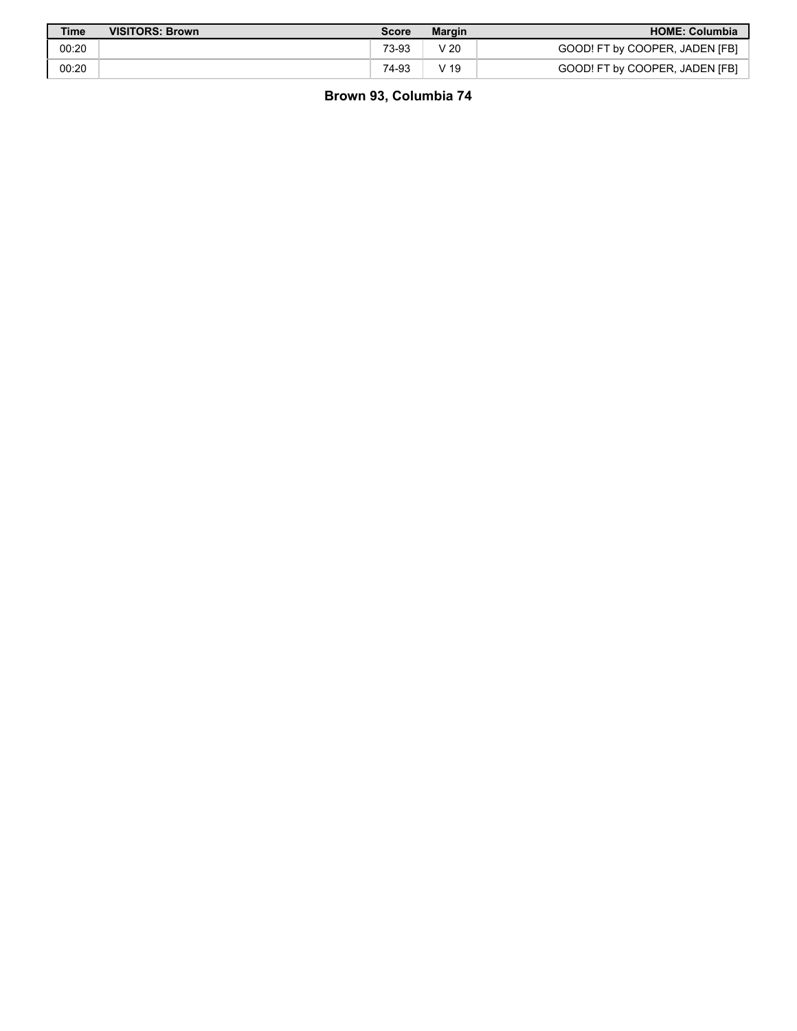| Time | VISITORS: Brown | Score | Margin | HOME: Columbia |
|---|---|---|---|---|
| 00:20 | | 73-93 | V 20 | GOOD! FT by COOPER, JADEN [FB] |
| 00:20 | | 74-93 | V 19 | GOOD! FT by COOPER, JADEN [FB] |

**Brown 93, Columbia 74**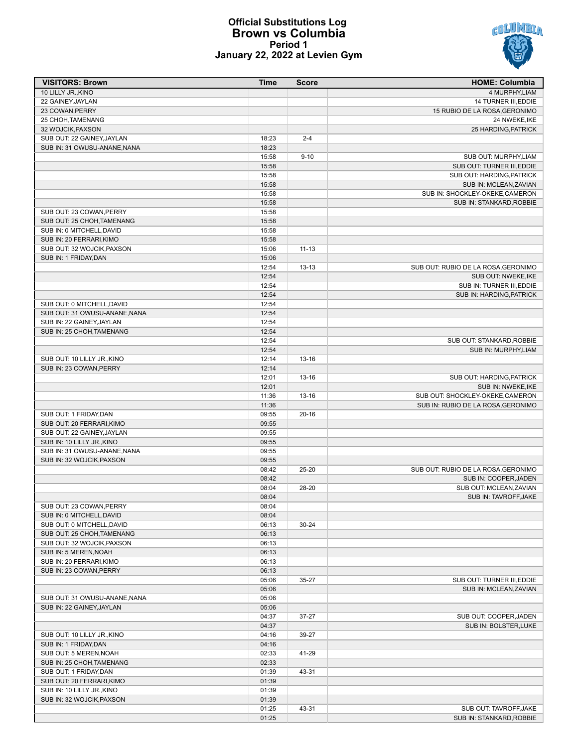# Official Substitutions Log
## Brown vs Columbia
### Period 1
### January 22, 2022 at Levien Gym

| VISITORS: Brown | Time | Score | HOME: Columbia |
|---|---|---|---|
| 10 LILLY JR.,KINO | | | 4 MURPHY,LIAM |
| 22 GAINEY,JAYLAN | | | 14 TURNER III,EDDIE |
| 23 COWAN,PERRY | | | 15 RUBIO DE LA ROSA,GERONIMO |
| 25 CHOH,TAMENANG | | | 24 NWEKE,IKE |
| 32 WOJCIK,PAXSON | | | 25 HARDING,PATRICK |
| SUB OUT: 22 GAINEY,JAYLAN | 18:23 | 2-4 | |
| SUB IN: 31 OWUSU-ANANE,NANA | 18:23 | | |
| | 15:58 | 9-10 | SUB OUT: MURPHY,LIAM |
| | 15:58 | | SUB OUT: TURNER III,EDDIE |
| | 15:58 | | SUB OUT: HARDING,PATRICK |
| | 15:58 | | SUB IN: MCLEAN,ZAVIAN |
| | 15:58 | | SUB IN: SHOCKLEY-OKEKE,CAMERON |
| | 15:58 | | SUB IN: STANKARD,ROBBIE |
| SUB OUT: 23 COWAN,PERRY | 15:58 | | |
| SUB OUT: 25 CHOH,TAMENANG | 15:58 | | |
| SUB IN: 0 MITCHELL,DAVID | 15:58 | | |
| SUB IN: 20 FERRARI,KIMO | 15:58 | | |
| SUB OUT: 32 WOJCIK,PAXSON | 15:06 | 11-13 | |
| SUB IN: 1 FRIDAY,DAN | 15:06 | | |
| | 12:54 | 13-13 | SUB OUT: RUBIO DE LA ROSA,GERONIMO |
| | 12:54 | | SUB OUT: NWEKE,IKE |
| | 12:54 | | SUB IN: TURNER III,EDDIE |
| | 12:54 | | SUB IN: HARDING,PATRICK |
| SUB OUT: 0 MITCHELL,DAVID | 12:54 | | |
| SUB OUT: 31 OWUSU-ANANE,NANA | 12:54 | | |
| SUB IN: 22 GAINEY,JAYLAN | 12:54 | | |
| SUB IN: 25 CHOH,TAMENANG | 12:54 | | |
| | 12:54 | | SUB OUT: STANKARD,ROBBIE |
| | 12:54 | | SUB IN: MURPHY,LIAM |
| SUB OUT: 10 LILLY JR.,KINO | 12:14 | 13-16 | |
| SUB IN: 23 COWAN,PERRY | 12:14 | | |
| | 12:01 | 13-16 | SUB OUT: HARDING,PATRICK |
| | 12:01 | | SUB IN: NWEKE,IKE |
| | 11:36 | 13-16 | SUB OUT: SHOCKLEY-OKEKE,CAMERON |
| | 11:36 | | SUB IN: RUBIO DE LA ROSA,GERONIMO |
| SUB OUT: 1 FRIDAY,DAN | 09:55 | 20-16 | |
| SUB OUT: 20 FERRARI,KIMO | 09:55 | | |
| SUB OUT: 22 GAINEY,JAYLAN | 09:55 | | |
| SUB IN: 10 LILLY JR.,KINO | 09:55 | | |
| SUB IN: 31 OWUSU-ANANE,NANA | 09:55 | | |
| SUB IN: 32 WOJCIK,PAXSON | 09:55 | | |
| | 08:42 | 25-20 | SUB OUT: RUBIO DE LA ROSA,GERONIMO |
| | 08:42 | | SUB IN: COOPER,JADEN |
| | 08:04 | 28-20 | SUB OUT: MCLEAN,ZAVIAN |
| | 08:04 | | SUB IN: TAVROFF,JAKE |
| SUB OUT: 23 COWAN,PERRY | 08:04 | | |
| SUB IN: 0 MITCHELL,DAVID | 08:04 | | |
| SUB OUT: 0 MITCHELL,DAVID | 06:13 | 30-24 | |
| SUB OUT: 25 CHOH,TAMENANG | 06:13 | | |
| SUB OUT: 32 WOJCIK,PAXSON | 06:13 | | |
| SUB IN: 5 MEREN,NOAH | 06:13 | | |
| SUB IN: 20 FERRARI,KIMO | 06:13 | | |
| SUB IN: 23 COWAN,PERRY | 06:13 | | |
| | 05:06 | 35-27 | SUB OUT: TURNER III,EDDIE |
| | 05:06 | | SUB IN: MCLEAN,ZAVIAN |
| SUB OUT: 31 OWUSU-ANANE,NANA | 05:06 | | |
| SUB IN: 22 GAINEY,JAYLAN | 05:06 | | |
| | 04:37 | 37-27 | SUB OUT: COOPER,JADEN |
| | 04:37 | | SUB IN: BOLSTER,LUKE |
| SUB OUT: 10 LILLY JR.,KINO | 04:16 | 39-27 | |
| SUB IN: 1 FRIDAY,DAN | 04:16 | | |
| SUB OUT: 5 MEREN,NOAH | 02:33 | 41-29 | |
| SUB IN: 25 CHOH,TAMENANG | 02:33 | | |
| SUB OUT: 1 FRIDAY,DAN | 01:39 | 43-31 | |
| SUB OUT: 20 FERRARI,KIMO | 01:39 | | |
| SUB IN: 10 LILLY JR.,KINO | 01:39 | | |
| SUB IN: 32 WOJCIK,PAXSON | 01:39 | | |
| | 01:25 | 43-31 | SUB OUT: TAVROFF,JAKE |
| | 01:25 | | SUB IN: STANKARD,ROBBIE |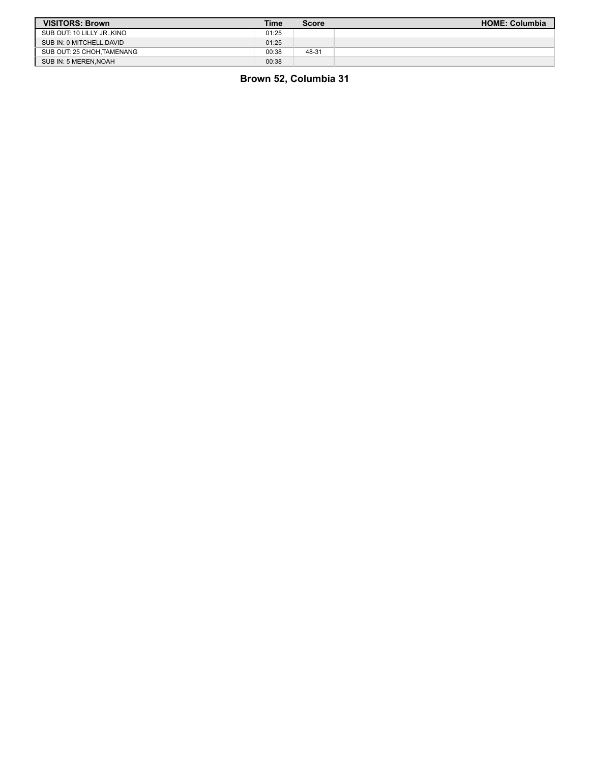| VISITORS: Brown | Time | Score | HOME: Columbia |
| --- | --- | --- | --- |
| SUB OUT: 10 LILLY JR.,KINO | 01:25 | | |
| SUB IN: 0 MITCHELL,DAVID | 01:25 | | |
| SUB OUT: 25 CHOH,TAMENANG | 00:38 | 48-31 | |
| SUB IN: 5 MEREN,NOAH | 00:38 | | |

**Brown 52, Columbia 31**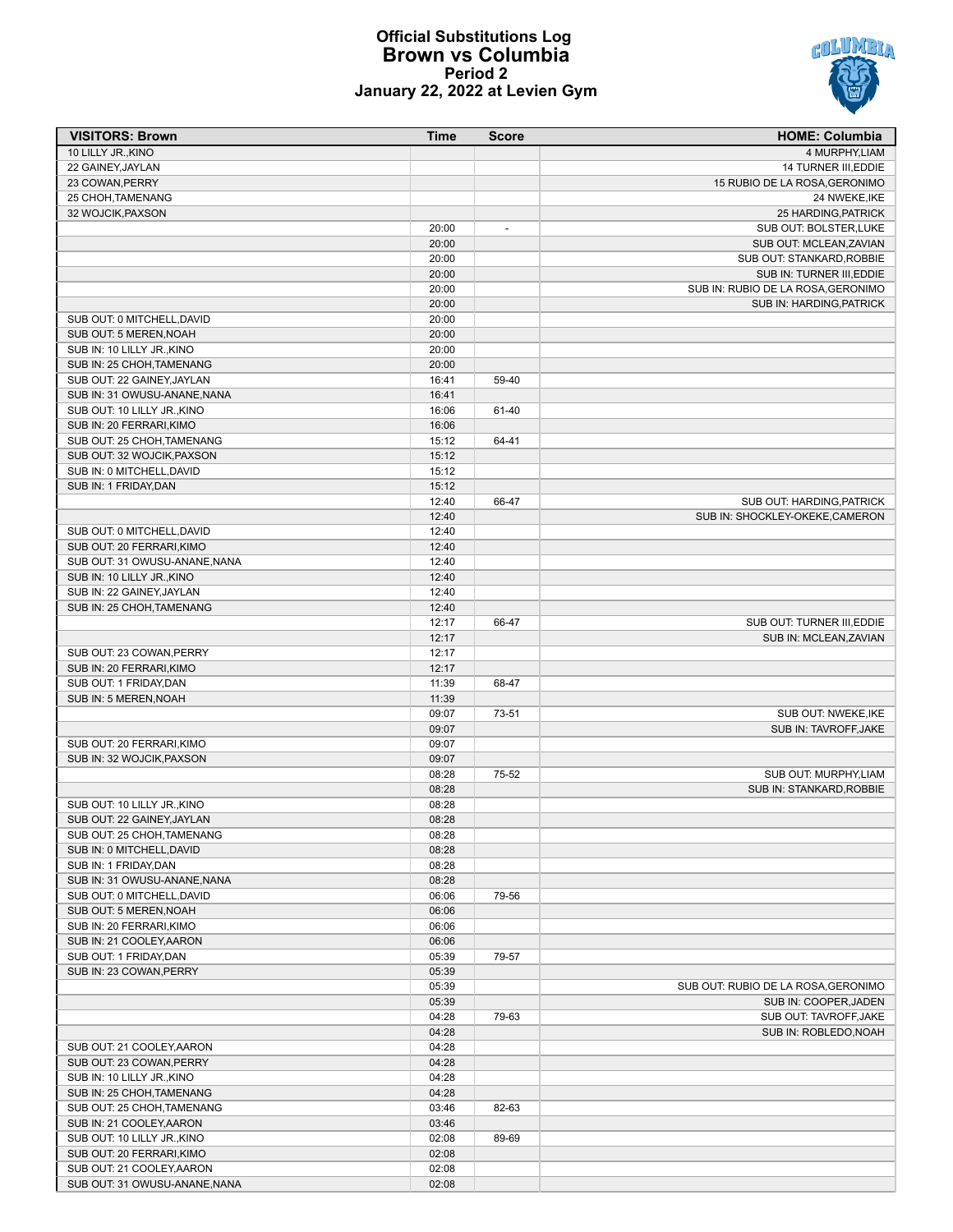# Official Substitutions Log
## Brown vs Columbia
### Period 2
### January 22, 2022 at Levien Gym

| VISITORS: Brown | Time | Score | HOME: Columbia |
|---|---|---|---|
| 10 LILLY JR.,KINO | | | 4 MURPHY,LIAM |
| 22 GAINEY,JAYLAN | | | 14 TURNER III,EDDIE |
| 23 COWAN,PERRY | | | 15 RUBIO DE LA ROSA,GERONIMO |
| 25 CHOH,TAMENANG | | | 24 NWEKE,IKE |
| 32 WOJCIK,PAXSON | | | 25 HARDING,PATRICK |
| | 20:00 | - | SUB OUT: BOLSTER,LUKE |
| | 20:00 | | SUB OUT: MCLEAN,ZAVIAN |
| | 20:00 | | SUB OUT: STANKARD,ROBBIE |
| | 20:00 | | SUB IN: TURNER III,EDDIE |
| | 20:00 | | SUB IN: RUBIO DE LA ROSA,GERONIMO |
| | 20:00 | | SUB IN: HARDING,PATRICK |
| SUB OUT: 0 MITCHELL,DAVID | 20:00 | | |
| SUB OUT: 5 MEREN,NOAH | 20:00 | | |
| SUB IN: 10 LILLY JR.,KINO | 20:00 | | |
| SUB IN: 25 CHOH,TAMENANG | 20:00 | | |
| SUB OUT: 22 GAINEY,JAYLAN | 16:41 | 59-40 | |
| SUB IN: 31 OWUSU-ANANE,NANA | 16:41 | | |
| SUB OUT: 10 LILLY JR.,KINO | 16:06 | 61-40 | |
| SUB IN: 20 FERRARI,KIMO | 16:06 | | |
| SUB OUT: 25 CHOH,TAMENANG | 15:12 | 64-41 | |
| SUB OUT: 32 WOJCIK,PAXSON | 15:12 | | |
| SUB IN: 0 MITCHELL,DAVID | 15:12 | | |
| SUB IN: 1 FRIDAY,DAN | 15:12 | | |
| | 12:40 | 66-47 | SUB OUT: HARDING,PATRICK |
| | 12:40 | | SUB IN: SHOCKLEY-OKEKE,CAMERON |
| SUB OUT: 0 MITCHELL,DAVID | 12:40 | | |
| SUB OUT: 20 FERRARI,KIMO | 12:40 | | |
| SUB OUT: 31 OWUSU-ANANE,NANA | 12:40 | | |
| SUB IN: 10 LILLY JR.,KINO | 12:40 | | |
| SUB IN: 22 GAINEY,JAYLAN | 12:40 | | |
| SUB IN: 25 CHOH,TAMENANG | 12:40 | | |
| | 12:17 | 66-47 | SUB OUT: TURNER III,EDDIE |
| | 12:17 | | SUB IN: MCLEAN,ZAVIAN |
| SUB OUT: 23 COWAN,PERRY | 12:17 | | |
| SUB IN: 20 FERRARI,KIMO | 12:17 | | |
| SUB OUT: 1 FRIDAY,DAN | 11:39 | 68-47 | |
| SUB IN: 5 MEREN,NOAH | 11:39 | | |
| | 09:07 | 73-51 | SUB OUT: NWEKE,IKE |
| | 09:07 | | SUB IN: TAVROFF,JAKE |
| SUB OUT: 20 FERRARI,KIMO | 09:07 | | |
| SUB IN: 32 WOJCIK,PAXSON | 09:07 | | |
| | 08:28 | 75-52 | SUB OUT: MURPHY,LIAM |
| | 08:28 | | SUB IN: STANKARD,ROBBIE |
| SUB OUT: 10 LILLY JR.,KINO | 08:28 | | |
| SUB OUT: 22 GAINEY,JAYLAN | 08:28 | | |
| SUB OUT: 25 CHOH,TAMENANG | 08:28 | | |
| SUB IN: 0 MITCHELL,DAVID | 08:28 | | |
| SUB IN: 1 FRIDAY,DAN | 08:28 | | |
| SUB IN: 31 OWUSU-ANANE,NANA | 08:28 | | |
| SUB OUT: 0 MITCHELL,DAVID | 06:06 | 79-56 | |
| SUB OUT: 5 MEREN,NOAH | 06:06 | | |
| SUB IN: 20 FERRARI,KIMO | 06:06 | | |
| SUB IN: 21 COOLEY,AARON | 06:06 | | |
| SUB OUT: 1 FRIDAY,DAN | 05:39 | 79-57 | |
| SUB IN: 23 COWAN,PERRY | 05:39 | | |
| | 05:39 | | SUB OUT: RUBIO DE LA ROSA,GERONIMO |
| | 05:39 | | SUB IN: COOPER,JADEN |
| | 04:28 | 79-63 | SUB OUT: TAVROFF,JAKE |
| | 04:28 | | SUB IN: ROBLEDO,NOAH |
| SUB OUT: 21 COOLEY,AARON | 04:28 | | |
| SUB OUT: 23 COWAN,PERRY | 04:28 | | |
| SUB IN: 10 LILLY JR.,KINO | 04:28 | | |
| SUB IN: 25 CHOH,TAMENANG | 04:28 | | |
| SUB OUT: 25 CHOH,TAMENANG | 03:46 | 82-63 | |
| SUB IN: 21 COOLEY,AARON | 03:46 | | |
| SUB OUT: 10 LILLY JR.,KINO | 02:08 | 89-69 | |
| SUB OUT: 20 FERRARI,KIMO | 02:08 | | |
| SUB OUT: 21 COOLEY,AARON | 02:08 | | |
| SUB OUT: 31 OWUSU-ANANE,NANA | 02:08 | | |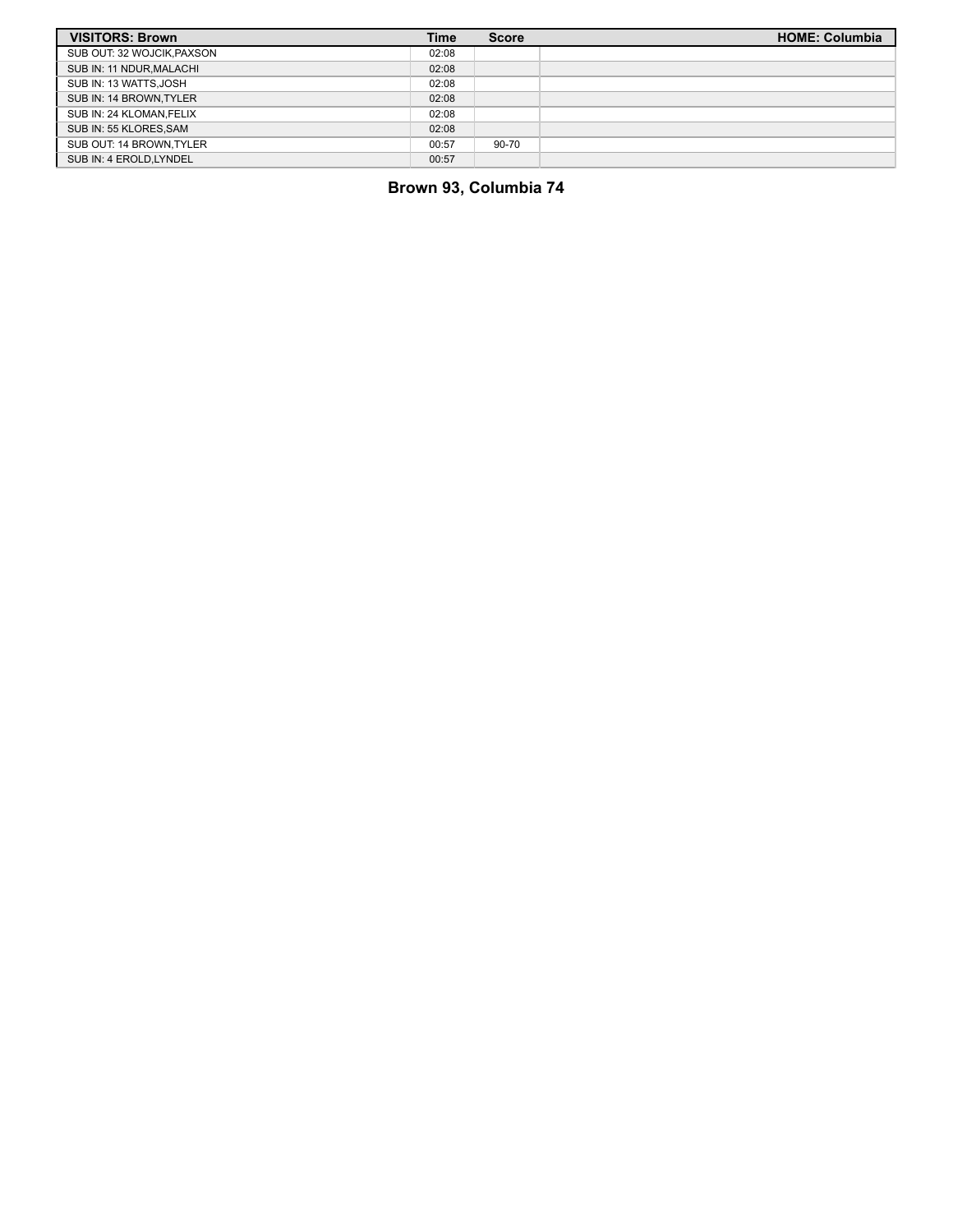| VISITORS: Brown | Time | Score | HOME: Columbia |
| --- | --- | --- | --- |
| SUB OUT: 32 WOJCIK,PAXSON | 02:08 | | |
| SUB IN: 11 NDUR,MALACHI | 02:08 | | |
| SUB IN: 13 WATTS,JOSH | 02:08 | | |
| SUB IN: 14 BROWN,TYLER | 02:08 | | |
| SUB IN: 24 KLOMAN,FELIX | 02:08 | | |
| SUB IN: 55 KLORES,SAM | 02:08 | | |
| SUB OUT: 14 BROWN,TYLER | 00:57 | 90-70 | |
| SUB IN: 4 EROLD,LYNDEL | 00:57 | | |

**Brown 93, Columbia 74**